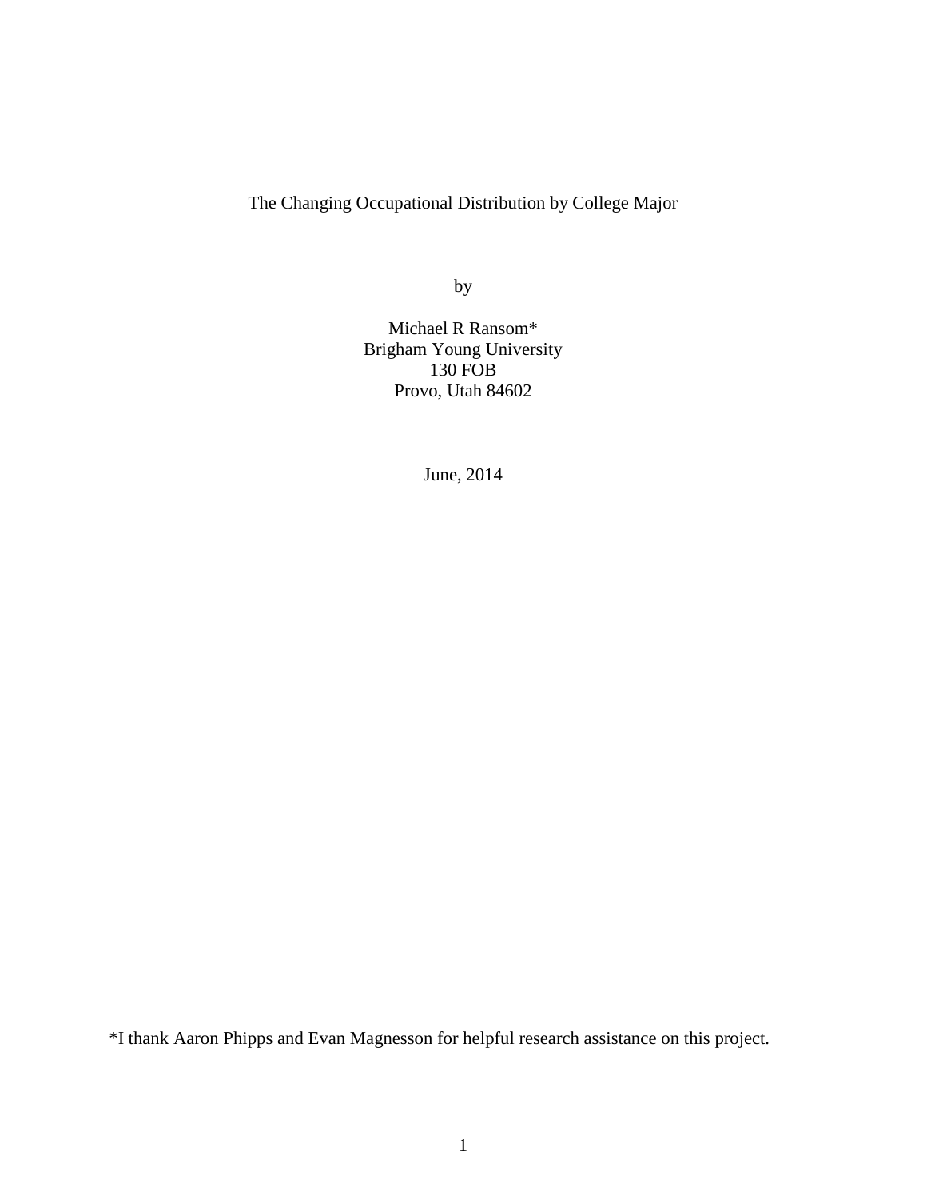# The Changing Occupational Distribution by College Major

by

Michael R Ransom*
Brigham Young University
130 FOB
Provo, Utah 84602

June, 2014

*I thank Aaron Phipps and Evan Magnesson for helpful research assistance on this project.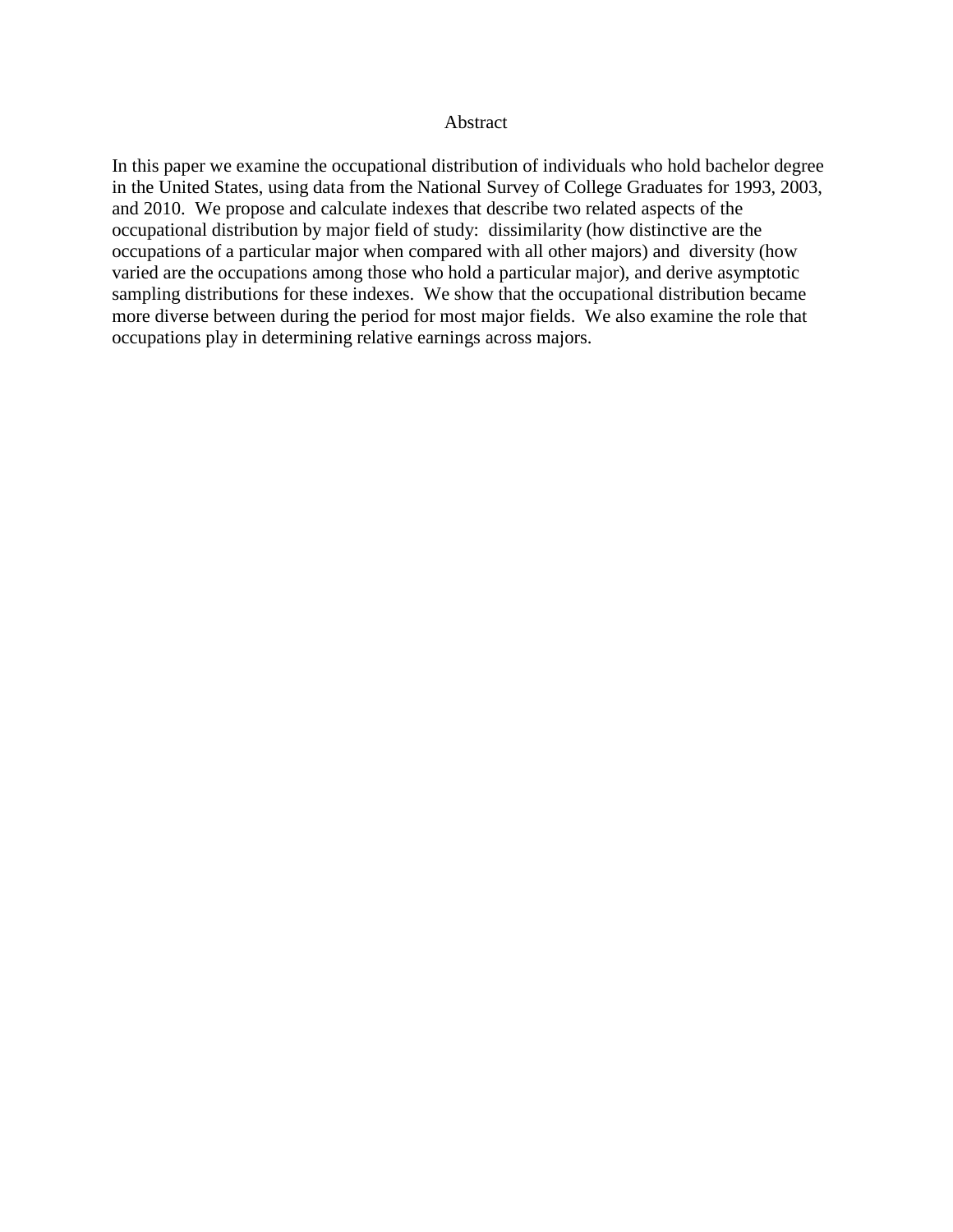# Abstract

In this paper we examine the occupational distribution of individuals who hold bachelor degree in the United States, using data from the National Survey of College Graduates for 1993, 2003, and 2010. We propose and calculate indexes that describe two related aspects of the occupational distribution by major field of study: dissimilarity (how distinctive are the occupations of a particular major when compared with all other majors) and diversity (how varied are the occupations among those who hold a particular major), and derive asymptotic sampling distributions for these indexes. We show that the occupational distribution became more diverse between during the period for most major fields. We also examine the role that occupations play in determining relative earnings across majors.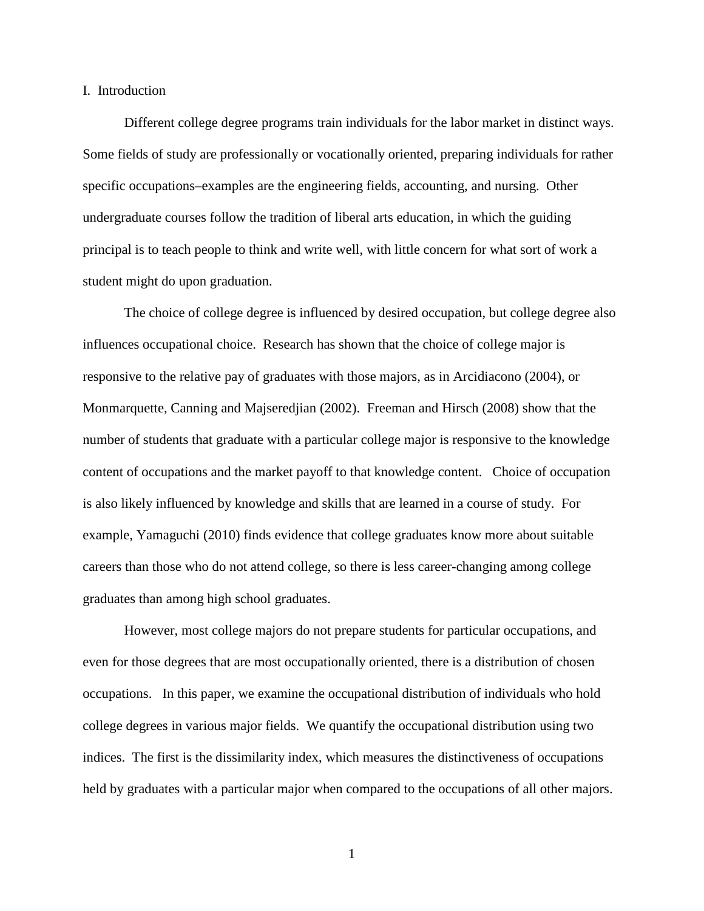## I. Introduction

Different college degree programs train individuals for the labor market in distinct ways. Some fields of study are professionally or vocationally oriented, preparing individuals for rather specific occupations–examples are the engineering fields, accounting, and nursing. Other undergraduate courses follow the tradition of liberal arts education, in which the guiding principal is to teach people to think and write well, with little concern for what sort of work a student might do upon graduation.

The choice of college degree is influenced by desired occupation, but college degree also influences occupational choice. Research has shown that the choice of college major is responsive to the relative pay of graduates with those majors, as in Arcidiacono (2004), or Monmarquette, Canning and Majseredjian (2002). Freeman and Hirsch (2008) show that the number of students that graduate with a particular college major is responsive to the knowledge content of occupations and the market payoff to that knowledge content. Choice of occupation is also likely influenced by knowledge and skills that are learned in a course of study. For example, Yamaguchi (2010) finds evidence that college graduates know more about suitable careers than those who do not attend college, so there is less career-changing among college graduates than among high school graduates.

However, most college majors do not prepare students for particular occupations, and even for those degrees that are most occupationally oriented, there is a distribution of chosen occupations. In this paper, we examine the occupational distribution of individuals who hold college degrees in various major fields. We quantify the occupational distribution using two indices. The first is the dissimilarity index, which measures the distinctiveness of occupations held by graduates with a particular major when compared to the occupations of all other majors.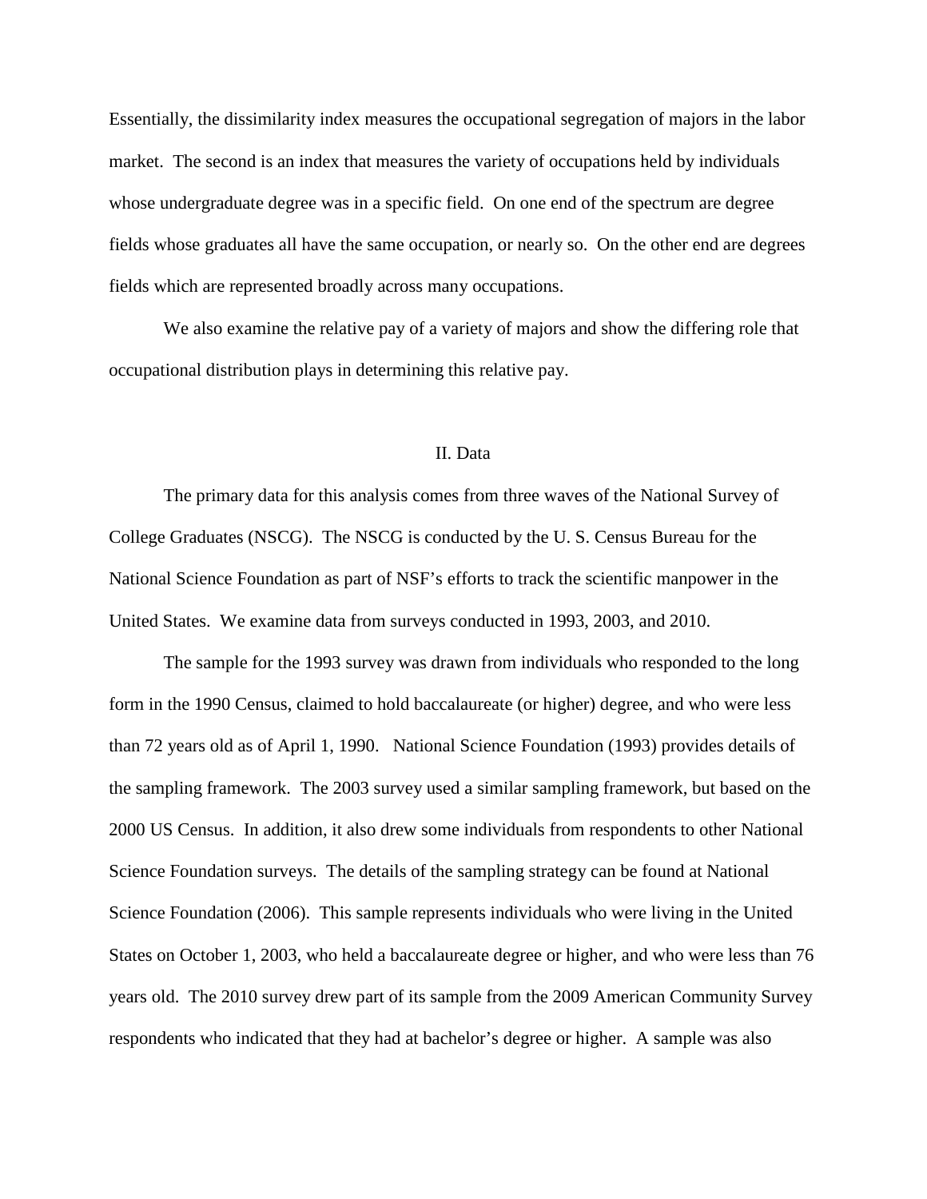Essentially, the dissimilarity index measures the occupational segregation of majors in the labor market. The second is an index that measures the variety of occupations held by individuals whose undergraduate degree was in a specific field. On one end of the spectrum are degree fields whose graduates all have the same occupation, or nearly so. On the other end are degrees fields which are represented broadly across many occupations.

We also examine the relative pay of a variety of majors and show the differing role that occupational distribution plays in determining this relative pay.

## II. Data

The primary data for this analysis comes from three waves of the National Survey of College Graduates (NSCG). The NSCG is conducted by the U. S. Census Bureau for the National Science Foundation as part of NSF's efforts to track the scientific manpower in the United States. We examine data from surveys conducted in 1993, 2003, and 2010.

The sample for the 1993 survey was drawn from individuals who responded to the long form in the 1990 Census, claimed to hold baccalaureate (or higher) degree, and who were less than 72 years old as of April 1, 1990. National Science Foundation (1993) provides details of the sampling framework. The 2003 survey used a similar sampling framework, but based on the 2000 US Census. In addition, it also drew some individuals from respondents to other National Science Foundation surveys. The details of the sampling strategy can be found at National Science Foundation (2006). This sample represents individuals who were living in the United States on October 1, 2003, who held a baccalaureate degree or higher, and who were less than 76 years old. The 2010 survey drew part of its sample from the 2009 American Community Survey respondents who indicated that they had at bachelor's degree or higher. A sample was also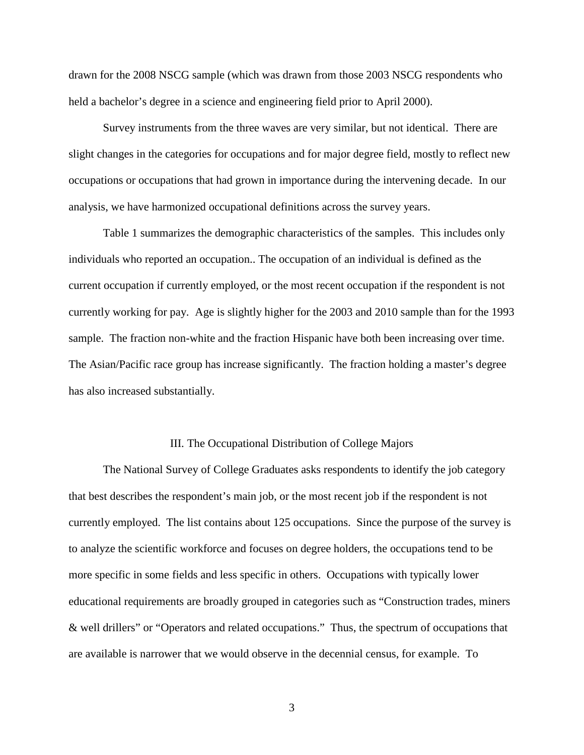drawn for the 2008 NSCG sample (which was drawn from those 2003 NSCG respondents who held a bachelor's degree in a science and engineering field prior to April 2000).

Survey instruments from the three waves are very similar, but not identical. There are slight changes in the categories for occupations and for major degree field, mostly to reflect new occupations or occupations that had grown in importance during the intervening decade. In our analysis, we have harmonized occupational definitions across the survey years.

Table 1 summarizes the demographic characteristics of the samples. This includes only individuals who reported an occupation.. The occupation of an individual is defined as the current occupation if currently employed, or the most recent occupation if the respondent is not currently working for pay. Age is slightly higher for the 2003 and 2010 sample than for the 1993 sample. The fraction non-white and the fraction Hispanic have both been increasing over time. The Asian/Pacific race group has increase significantly. The fraction holding a master's degree has also increased substantially.

## III. The Occupational Distribution of College Majors

The National Survey of College Graduates asks respondents to identify the job category that best describes the respondent's main job, or the most recent job if the respondent is not currently employed. The list contains about 125 occupations. Since the purpose of the survey is to analyze the scientific workforce and focuses on degree holders, the occupations tend to be more specific in some fields and less specific in others. Occupations with typically lower educational requirements are broadly grouped in categories such as "Construction trades, miners & well drillers" or "Operators and related occupations." Thus, the spectrum of occupations that are available is narrower that we would observe in the decennial census, for example. To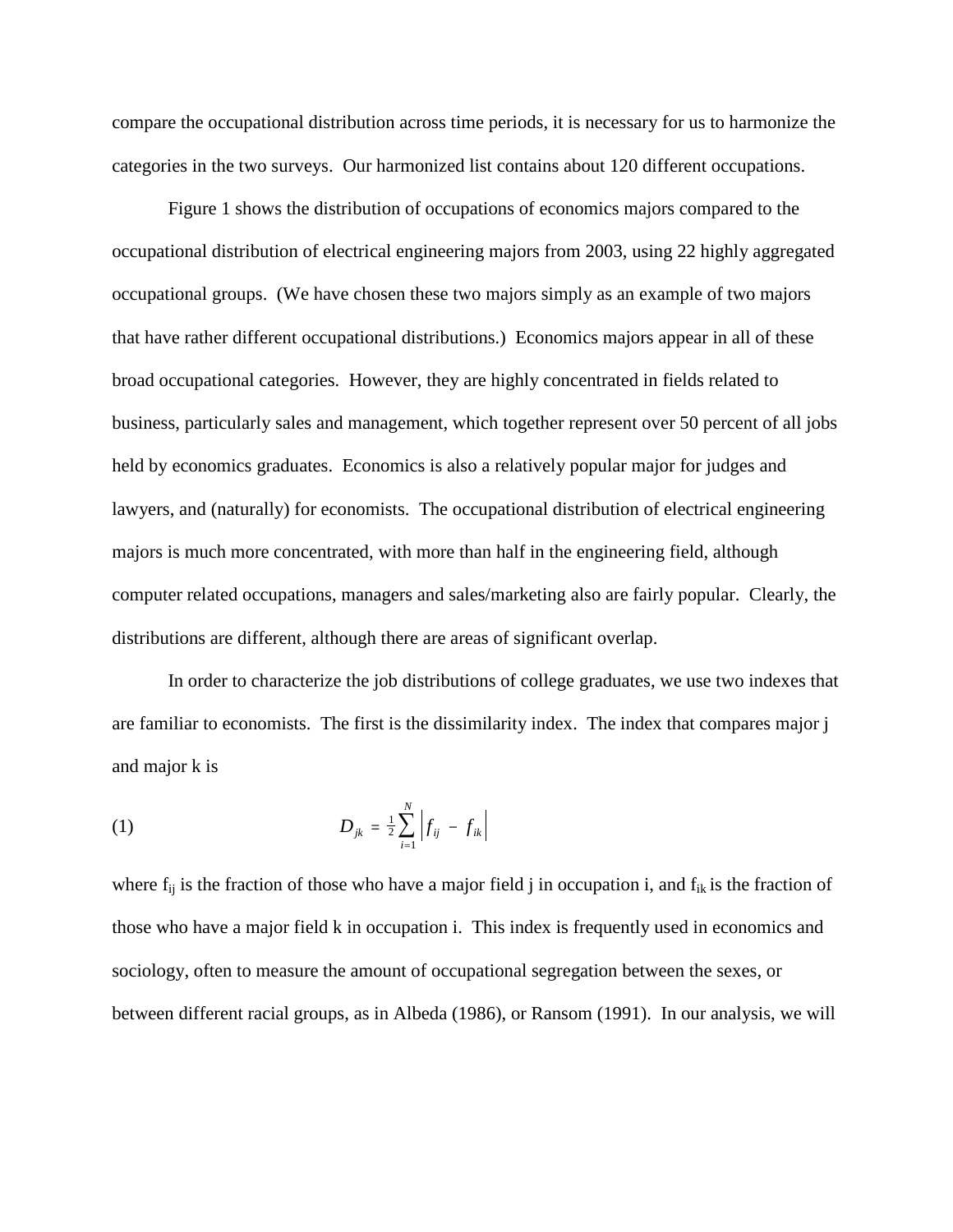compare the occupational distribution across time periods, it is necessary for us to harmonize the categories in the two surveys. Our harmonized list contains about 120 different occupations.

Figure 1 shows the distribution of occupations of economics majors compared to the occupational distribution of electrical engineering majors from 2003, using 22 highly aggregated occupational groups. (We have chosen these two majors simply as an example of two majors that have rather different occupational distributions.) Economics majors appear in all of these broad occupational categories. However, they are highly concentrated in fields related to business, particularly sales and management, which together represent over 50 percent of all jobs held by economics graduates. Economics is also a relatively popular major for judges and lawyers, and (naturally) for economists. The occupational distribution of electrical engineering majors is much more concentrated, with more than half in the engineering field, although computer related occupations, managers and sales/marketing also are fairly popular. Clearly, the distributions are different, although there are areas of significant overlap.

In order to characterize the job distributions of college graduates, we use two indexes that are familiar to economists. The first is the dissimilarity index. The index that compares major j and major k is

$$D_{jk} = \tfrac{1}{2}\sum_{i=1}^{N}\left|f_{ij} - f_{ik}\right| \tag{1}$$

where $f_{ij}$ is the fraction of those who have a major field j in occupation i, and $f_{ik}$ is the fraction of those who have a major field k in occupation i. This index is frequently used in economics and sociology, often to measure the amount of occupational segregation between the sexes, or between different racial groups, as in Albeda (1986), or Ransom (1991). In our analysis, we will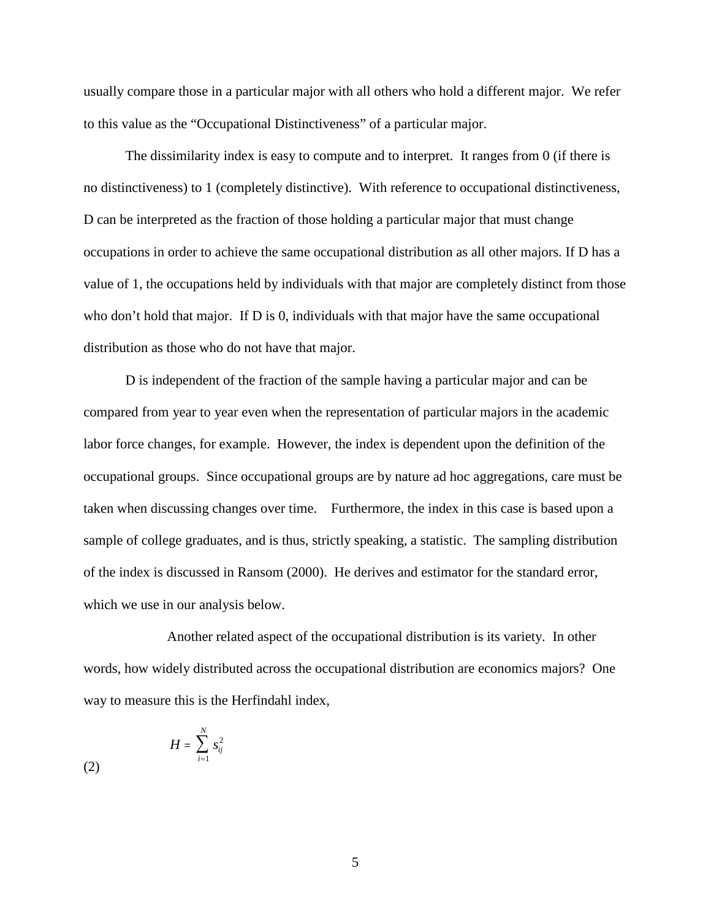usually compare those in a particular major with all others who hold a different major. We refer to this value as the "Occupational Distinctiveness" of a particular major.

The dissimilarity index is easy to compute and to interpret. It ranges from 0 (if there is no distinctiveness) to 1 (completely distinctive). With reference to occupational distinctiveness, D can be interpreted as the fraction of those holding a particular major that must change occupations in order to achieve the same occupational distribution as all other majors. If D has a value of 1, the occupations held by individuals with that major are completely distinct from those who don't hold that major. If D is 0, individuals with that major have the same occupational distribution as those who do not have that major.

D is independent of the fraction of the sample having a particular major and can be compared from year to year even when the representation of particular majors in the academic labor force changes, for example. However, the index is dependent upon the definition of the occupational groups. Since occupational groups are by nature ad hoc aggregations, care must be taken when discussing changes over time. Furthermore, the index in this case is based upon a sample of college graduates, and is thus, strictly speaking, a statistic. The sampling distribution of the index is discussed in Ransom (2000). He derives and estimator for the standard error, which we use in our analysis below.

Another related aspect of the occupational distribution is its variety. In other words, how widely distributed across the occupational distribution are economics majors? One way to measure this is the Herfindahl index,

$$H = \sum_{i=1}^{N} s_{ij}^2 \tag{2}$$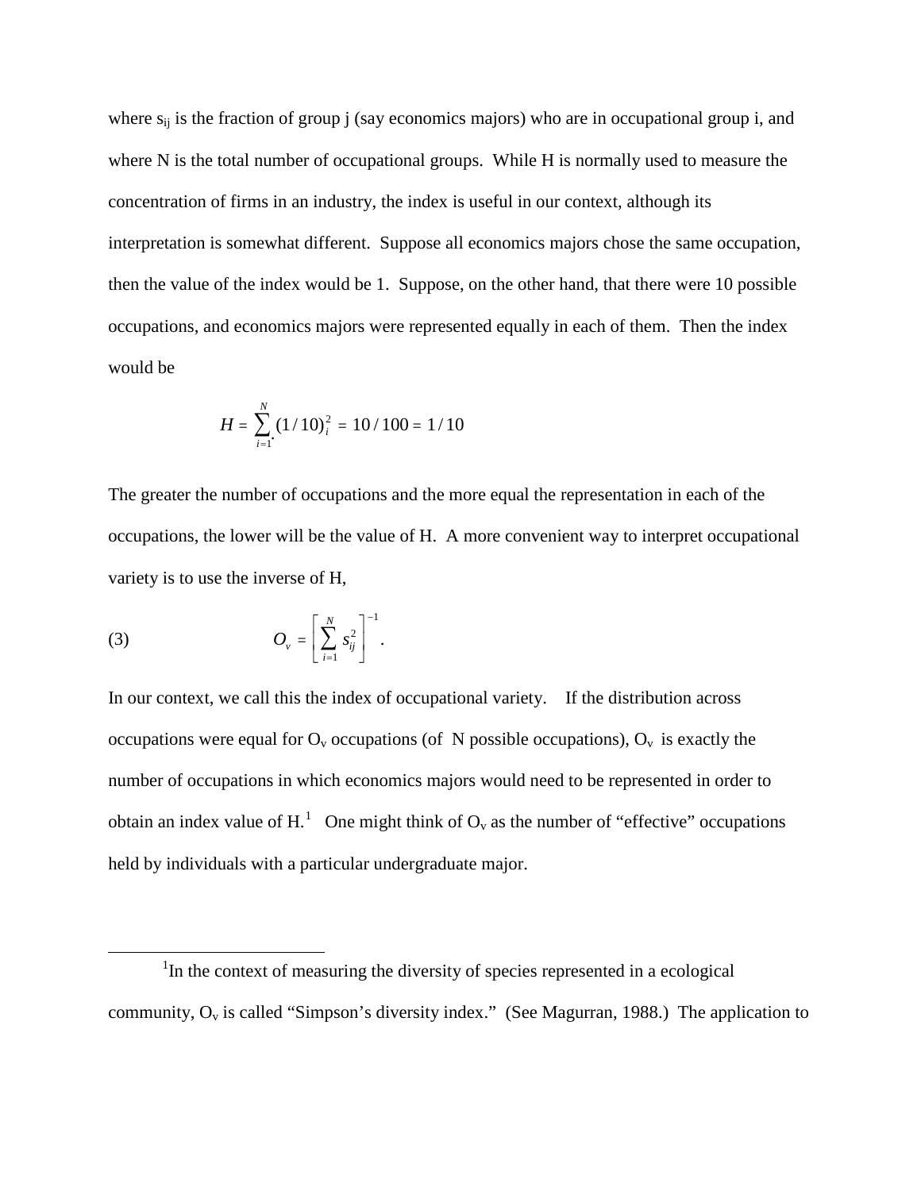where $s_{ij}$ is the fraction of group j (say economics majors) who are in occupational group i, and where N is the total number of occupational groups. While H is normally used to measure the concentration of firms in an industry, the index is useful in our context, although its interpretation is somewhat different. Suppose all economics majors chose the same occupation, then the value of the index would be 1. Suppose, on the other hand, that there were 10 possible occupations, and economics majors were represented equally in each of them. Then the index would be

$$H = \sum_{i=1}^{N} (1/10)_i^2 = 10/100 = 1/10$$

The greater the number of occupations and the more equal the representation in each of the occupations, the lower will be the value of H. A more convenient way to interpret occupational variety is to use the inverse of H,

$$O_v = \left[ \sum_{i=1}^{N} s_{ij}^2 \right]^{-1}. \tag{3}$$

In our context, we call this the index of occupational variety. If the distribution across occupations were equal for $O_v$ occupations (of N possible occupations), $O_v$ is exactly the number of occupations in which economics majors would need to be represented in order to obtain an index value of H.[1] One might think of $O_v$ as the number of "effective" occupations held by individuals with a particular undergraduate major.

---

[1]In the context of measuring the diversity of species represented in a ecological community, $O_v$ is called "Simpson's diversity index." (See Magurran, 1988.) The application to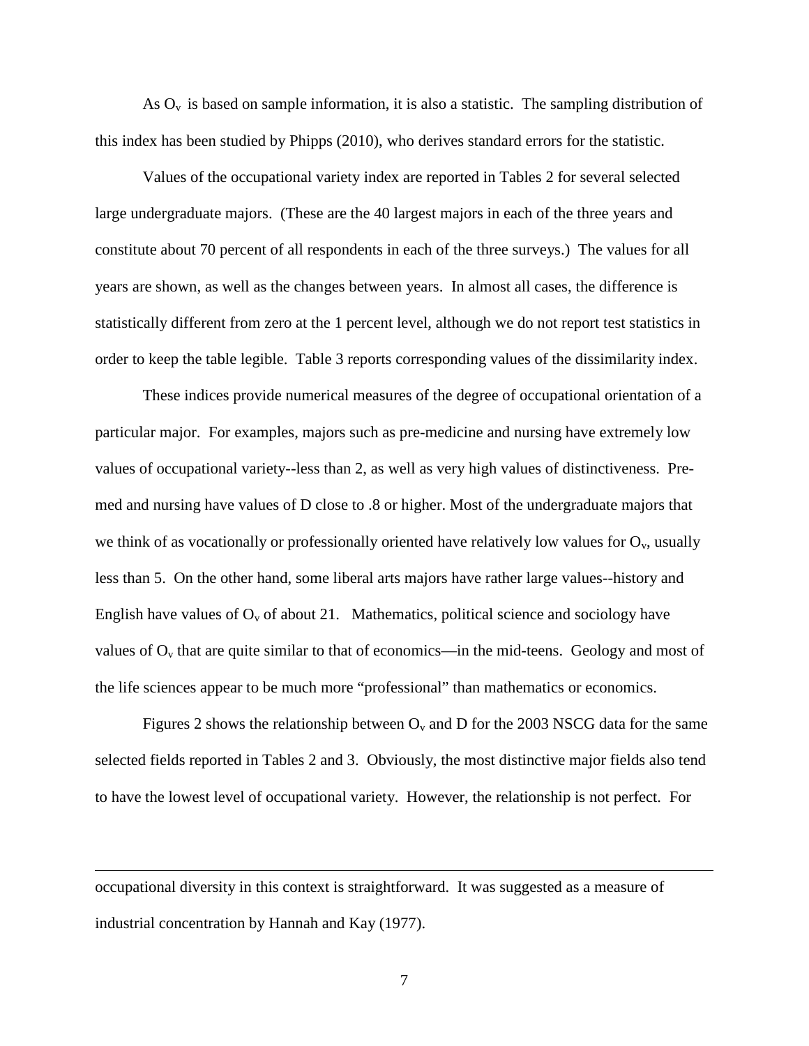As $O_v$ is based on sample information, it is also a statistic. The sampling distribution of this index has been studied by Phipps (2010), who derives standard errors for the statistic.

Values of the occupational variety index are reported in Tables 2 for several selected large undergraduate majors. (These are the 40 largest majors in each of the three years and constitute about 70 percent of all respondents in each of the three surveys.) The values for all years are shown, as well as the changes between years. In almost all cases, the difference is statistically different from zero at the 1 percent level, although we do not report test statistics in order to keep the table legible. Table 3 reports corresponding values of the dissimilarity index.

These indices provide numerical measures of the degree of occupational orientation of a particular major. For examples, majors such as pre-medicine and nursing have extremely low values of occupational variety--less than 2, as well as very high values of distinctiveness. Pre-med and nursing have values of D close to .8 or higher. Most of the undergraduate majors that we think of as vocationally or professionally oriented have relatively low values for $O_v$, usually less than 5. On the other hand, some liberal arts majors have rather large values--history and English have values of $O_v$ of about 21. Mathematics, political science and sociology have values of $O_v$ that are quite similar to that of economics—in the mid-teens. Geology and most of the life sciences appear to be much more "professional" than mathematics or economics.

Figures 2 shows the relationship between $O_v$ and D for the 2003 NSCG data for the same selected fields reported in Tables 2 and 3. Obviously, the most distinctive major fields also tend to have the lowest level of occupational variety. However, the relationship is not perfect. For

---

occupational diversity in this context is straightforward. It was suggested as a measure of industrial concentration by Hannah and Kay (1977).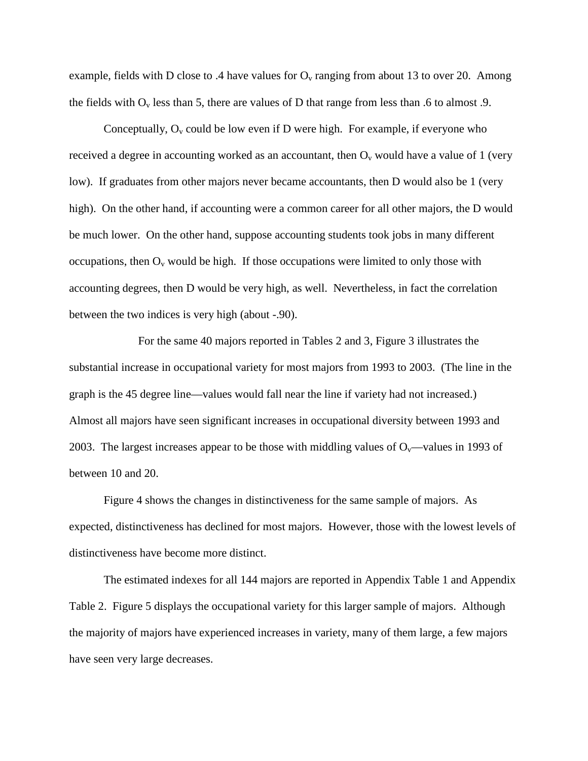example, fields with D close to .4 have values for $O_v$ ranging from about 13 to over 20. Among the fields with $O_v$ less than 5, there are values of D that range from less than .6 to almost .9.

Conceptually, $O_v$ could be low even if D were high. For example, if everyone who received a degree in accounting worked as an accountant, then $O_v$ would have a value of 1 (very low). If graduates from other majors never became accountants, then D would also be 1 (very high). On the other hand, if accounting were a common career for all other majors, the D would be much lower. On the other hand, suppose accounting students took jobs in many different occupations, then $O_v$ would be high. If those occupations were limited to only those with accounting degrees, then D would be very high, as well. Nevertheless, in fact the correlation between the two indices is very high (about -.90).

For the same 40 majors reported in Tables 2 and 3, Figure 3 illustrates the substantial increase in occupational variety for most majors from 1993 to 2003. (The line in the graph is the 45 degree line—values would fall near the line if variety had not increased.) Almost all majors have seen significant increases in occupational diversity between 1993 and 2003. The largest increases appear to be those with middling values of $O_v$—values in 1993 of between 10 and 20.

Figure 4 shows the changes in distinctiveness for the same sample of majors. As expected, distinctiveness has declined for most majors. However, those with the lowest levels of distinctiveness have become more distinct.

The estimated indexes for all 144 majors are reported in Appendix Table 1 and Appendix Table 2. Figure 5 displays the occupational variety for this larger sample of majors. Although the majority of majors have experienced increases in variety, many of them large, a few majors have seen very large decreases.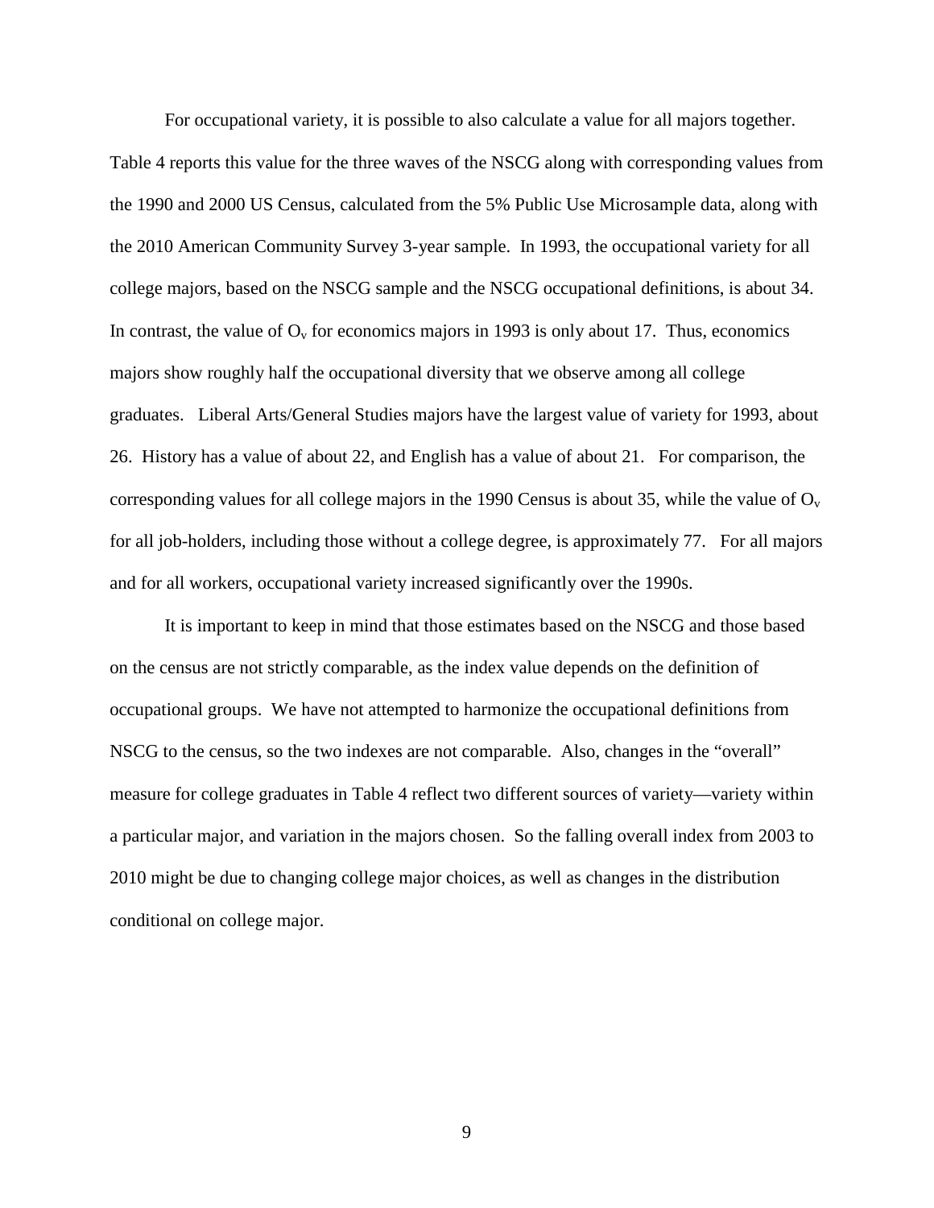For occupational variety, it is possible to also calculate a value for all majors together. Table 4 reports this value for the three waves of the NSCG along with corresponding values from the 1990 and 2000 US Census, calculated from the 5% Public Use Microsample data, along with the 2010 American Community Survey 3-year sample. In 1993, the occupational variety for all college majors, based on the NSCG sample and the NSCG occupational definitions, is about 34. In contrast, the value of $O_v$ for economics majors in 1993 is only about 17. Thus, economics majors show roughly half the occupational diversity that we observe among all college graduates. Liberal Arts/General Studies majors have the largest value of variety for 1993, about 26. History has a value of about 22, and English has a value of about 21. For comparison, the corresponding values for all college majors in the 1990 Census is about 35, while the value of $O_v$ for all job-holders, including those without a college degree, is approximately 77. For all majors and for all workers, occupational variety increased significantly over the 1990s.

It is important to keep in mind that those estimates based on the NSCG and those based on the census are not strictly comparable, as the index value depends on the definition of occupational groups. We have not attempted to harmonize the occupational definitions from NSCG to the census, so the two indexes are not comparable. Also, changes in the "overall" measure for college graduates in Table 4 reflect two different sources of variety—variety within a particular major, and variation in the majors chosen. So the falling overall index from 2003 to 2010 might be due to changing college major choices, as well as changes in the distribution conditional on college major.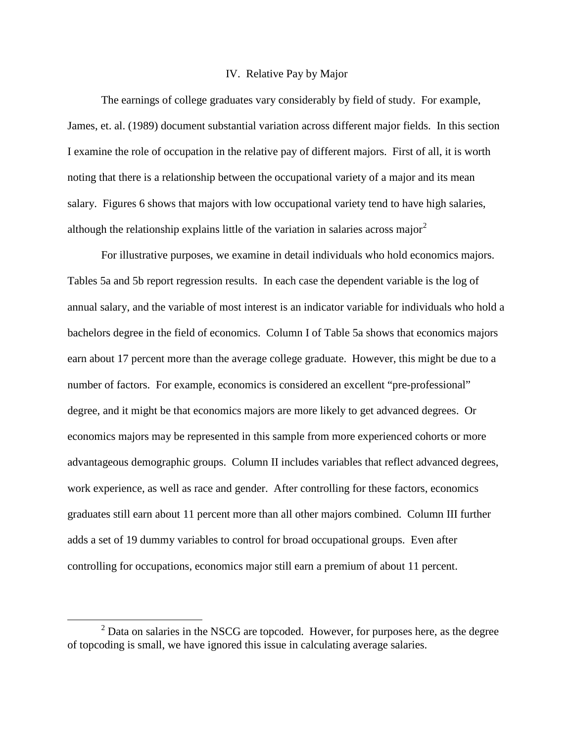## IV. Relative Pay by Major

The earnings of college graduates vary considerably by field of study. For example, James, et. al. (1989) document substantial variation across different major fields. In this section I examine the role of occupation in the relative pay of different majors. First of all, it is worth noting that there is a relationship between the occupational variety of a major and its mean salary. Figures 6 shows that majors with low occupational variety tend to have high salaries, although the relationship explains little of the variation in salaries across major[2]

For illustrative purposes, we examine in detail individuals who hold economics majors. Tables 5a and 5b report regression results. In each case the dependent variable is the log of annual salary, and the variable of most interest is an indicator variable for individuals who hold a bachelors degree in the field of economics. Column I of Table 5a shows that economics majors earn about 17 percent more than the average college graduate. However, this might be due to a number of factors. For example, economics is considered an excellent "pre-professional" degree, and it might be that economics majors are more likely to get advanced degrees. Or economics majors may be represented in this sample from more experienced cohorts or more advantageous demographic groups. Column II includes variables that reflect advanced degrees, work experience, as well as race and gender. After controlling for these factors, economics graduates still earn about 11 percent more than all other majors combined. Column III further adds a set of 19 dummy variables to control for broad occupational groups. Even after controlling for occupations, economics major still earn a premium of about 11 percent.

[2] Data on salaries in the NSCG are topcoded. However, for purposes here, as the degree of topcoding is small, we have ignored this issue in calculating average salaries.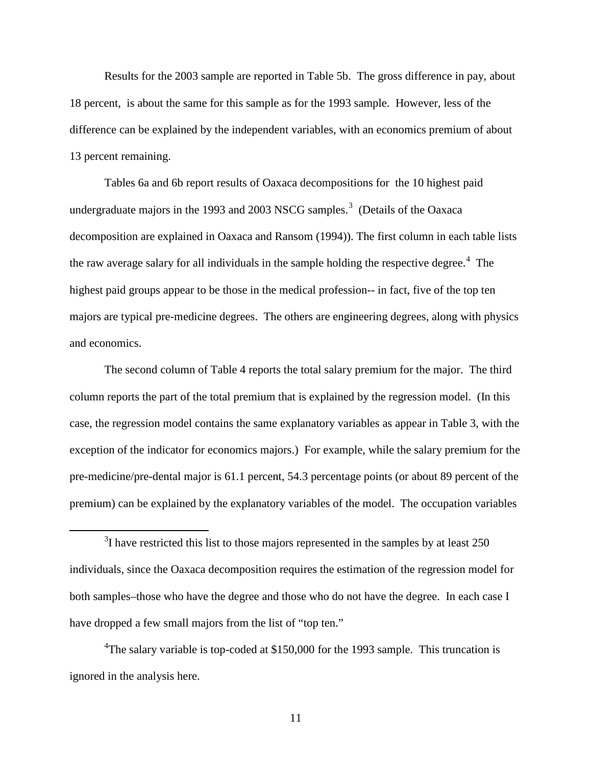Results for the 2003 sample are reported in Table 5b. The gross difference in pay, about 18 percent, is about the same for this sample as for the 1993 sample. However, less of the difference can be explained by the independent variables, with an economics premium of about 13 percent remaining.

Tables 6a and 6b report results of Oaxaca decompositions for the 10 highest paid undergraduate majors in the 1993 and 2003 NSCG samples.[3] (Details of the Oaxaca decomposition are explained in Oaxaca and Ransom (1994)). The first column in each table lists the raw average salary for all individuals in the sample holding the respective degree.[4] The highest paid groups appear to be those in the medical profession-- in fact, five of the top ten majors are typical pre-medicine degrees. The others are engineering degrees, along with physics and economics.

The second column of Table 4 reports the total salary premium for the major. The third column reports the part of the total premium that is explained by the regression model. (In this case, the regression model contains the same explanatory variables as appear in Table 3, with the exception of the indicator for economics majors.) For example, while the salary premium for the pre-medicine/pre-dental major is 61.1 percent, 54.3 percentage points (or about 89 percent of the premium) can be explained by the explanatory variables of the model. The occupation variables

---

[3] I have restricted this list to those majors represented in the samples by at least 250 individuals, since the Oaxaca decomposition requires the estimation of the regression model for both samples–those who have the degree and those who do not have the degree. In each case I have dropped a few small majors from the list of "top ten."

[4] The salary variable is top-coded at $150,000 for the 1993 sample. This truncation is ignored in the analysis here.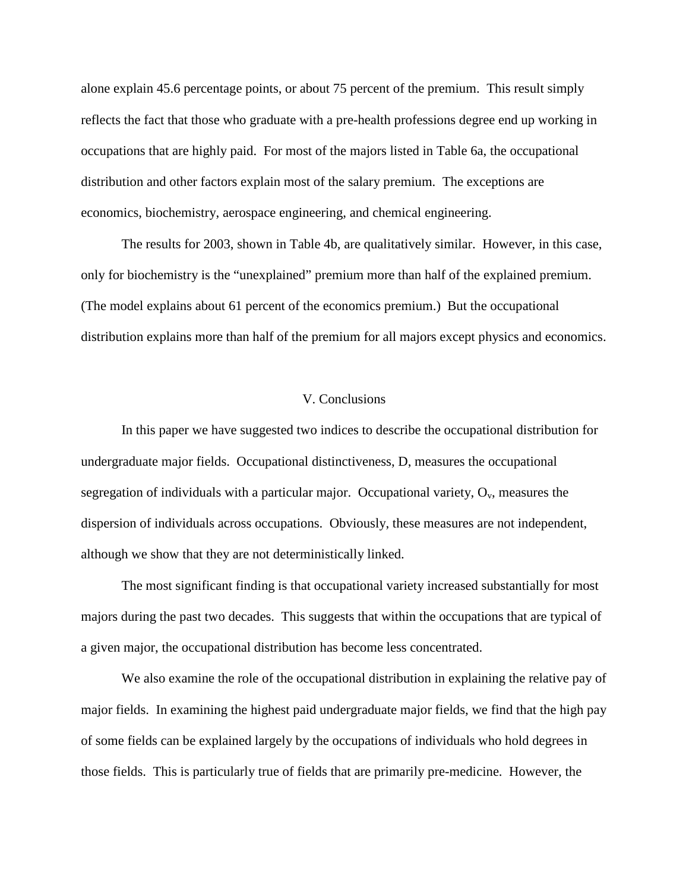alone explain 45.6 percentage points, or about 75 percent of the premium. This result simply reflects the fact that those who graduate with a pre-health professions degree end up working in occupations that are highly paid. For most of the majors listed in Table 6a, the occupational distribution and other factors explain most of the salary premium. The exceptions are economics, biochemistry, aerospace engineering, and chemical engineering.

The results for 2003, shown in Table 4b, are qualitatively similar. However, in this case, only for biochemistry is the "unexplained" premium more than half of the explained premium. (The model explains about 61 percent of the economics premium.) But the occupational distribution explains more than half of the premium for all majors except physics and economics.

## V. Conclusions

In this paper we have suggested two indices to describe the occupational distribution for undergraduate major fields. Occupational distinctiveness, D, measures the occupational segregation of individuals with a particular major. Occupational variety, $O_v$, measures the dispersion of individuals across occupations. Obviously, these measures are not independent, although we show that they are not deterministically linked.

The most significant finding is that occupational variety increased substantially for most majors during the past two decades. This suggests that within the occupations that are typical of a given major, the occupational distribution has become less concentrated.

We also examine the role of the occupational distribution in explaining the relative pay of major fields. In examining the highest paid undergraduate major fields, we find that the high pay of some fields can be explained largely by the occupations of individuals who hold degrees in those fields. This is particularly true of fields that are primarily pre-medicine. However, the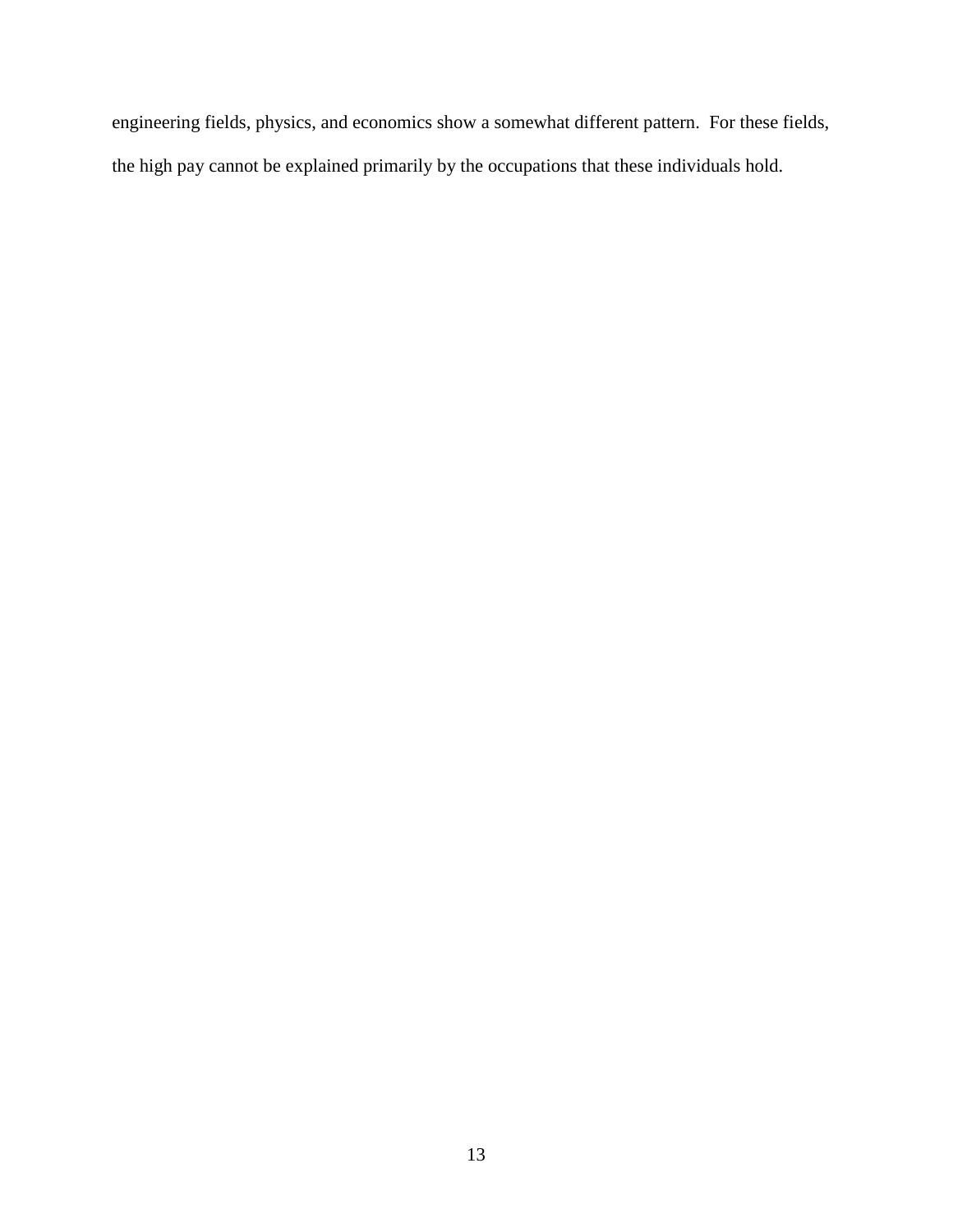engineering fields, physics, and economics show a somewhat different pattern.  For these fields, the high pay cannot be explained primarily by the occupations that these individuals hold.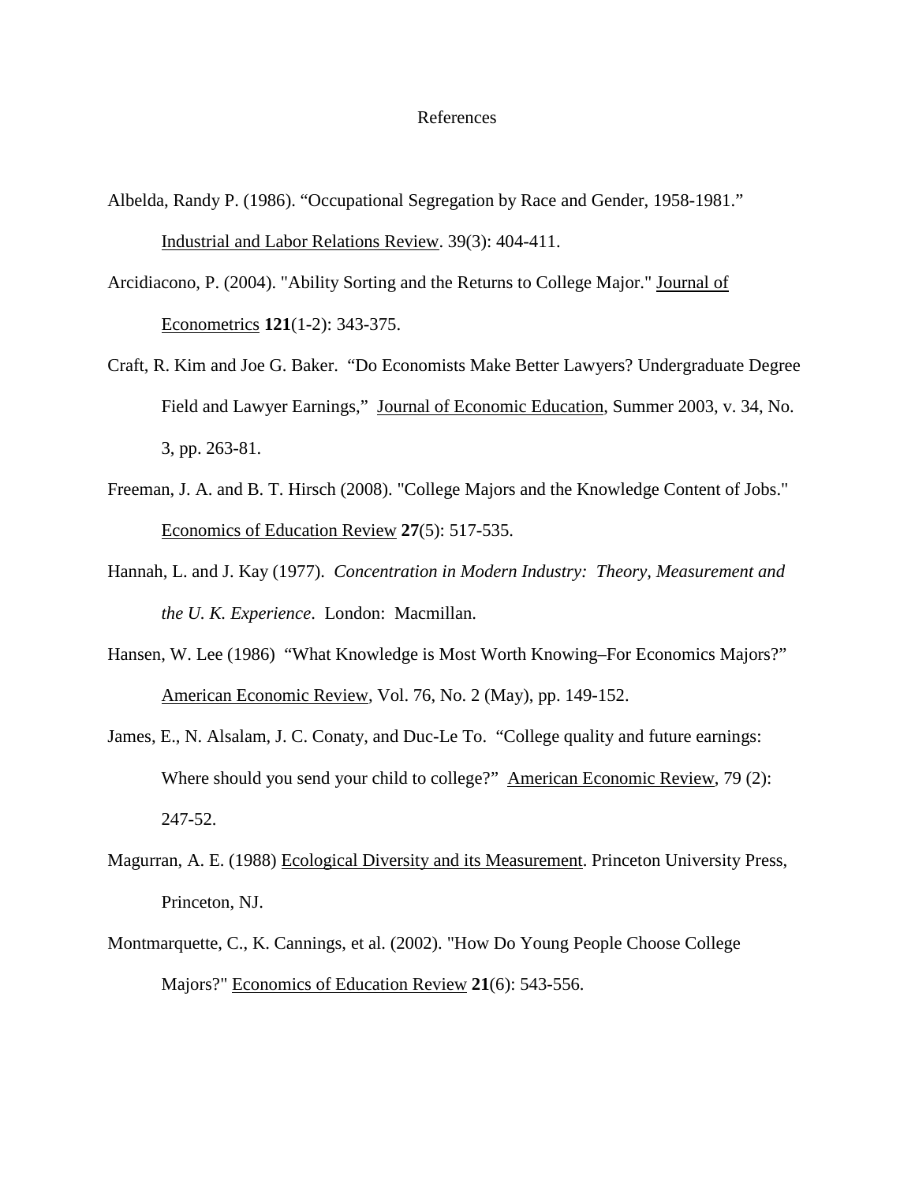# References

Albelda, Randy P. (1986). "Occupational Segregation by Race and Gender, 1958-1981." <u>Industrial and Labor Relations Review</u>. 39(3): 404-411.

Arcidiacono, P. (2004). "Ability Sorting and the Returns to College Major." <u>Journal of Econometrics</u> **121**(1-2): 343-375.

Craft, R. Kim and Joe G. Baker. "Do Economists Make Better Lawyers? Undergraduate Degree Field and Lawyer Earnings," <u>Journal of Economic Education</u>, Summer 2003, v. 34, No. 3, pp. 263-81.

Freeman, J. A. and B. T. Hirsch (2008). "College Majors and the Knowledge Content of Jobs." <u>Economics of Education Review</u> **27**(5): 517-535.

Hannah, L. and J. Kay (1977). *Concentration in Modern Industry: Theory, Measurement and the U. K. Experience*. London: Macmillan.

Hansen, W. Lee (1986) "What Knowledge is Most Worth Knowing–For Economics Majors?" <u>American Economic Review</u>, Vol. 76, No. 2 (May), pp. 149-152.

James, E., N. Alsalam, J. C. Conaty, and Duc-Le To. "College quality and future earnings: Where should you send your child to college?" <u>American Economic Review</u>, 79 (2): 247-52.

Magurran, A. E. (1988) <u>Ecological Diversity and its Measurement</u>. Princeton University Press, Princeton, NJ.

Montmarquette, C., K. Cannings, et al. (2002). "How Do Young People Choose College Majors?" <u>Economics of Education Review</u> **21**(6): 543-556.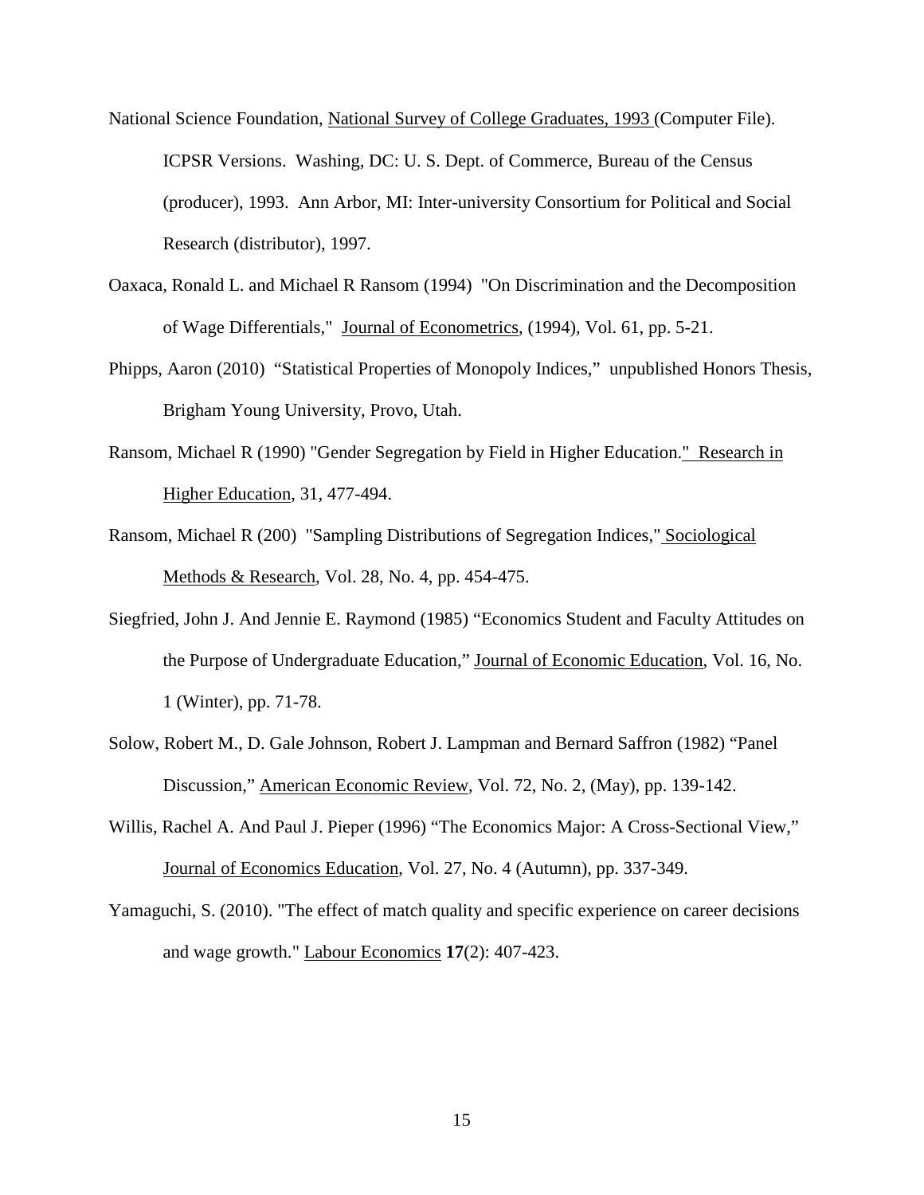National Science Foundation, National Survey of College Graduates, 1993 (Computer File). ICPSR Versions. Washing, DC: U. S. Dept. of Commerce, Bureau of the Census (producer), 1993. Ann Arbor, MI: Inter-university Consortium for Political and Social Research (distributor), 1997.

Oaxaca, Ronald L. and Michael R Ransom (1994) "On Discrimination and the Decomposition of Wage Differentials," Journal of Econometrics, (1994), Vol. 61, pp. 5-21.

Phipps, Aaron (2010) "Statistical Properties of Monopoly Indices," unpublished Honors Thesis, Brigham Young University, Provo, Utah.

Ransom, Michael R (1990) "Gender Segregation by Field in Higher Education." Research in Higher Education, 31, 477-494.

Ransom, Michael R (200) "Sampling Distributions of Segregation Indices," Sociological Methods & Research, Vol. 28, No. 4, pp. 454-475.

Siegfried, John J. And Jennie E. Raymond (1985) "Economics Student and Faculty Attitudes on the Purpose of Undergraduate Education," Journal of Economic Education, Vol. 16, No. 1 (Winter), pp. 71-78.

Solow, Robert M., D. Gale Johnson, Robert J. Lampman and Bernard Saffron (1982) "Panel Discussion," American Economic Review, Vol. 72, No. 2, (May), pp. 139-142.

Willis, Rachel A. And Paul J. Pieper (1996) "The Economics Major: A Cross-Sectional View," Journal of Economics Education, Vol. 27, No. 4 (Autumn), pp. 337-349.

Yamaguchi, S. (2010). "The effect of match quality and specific experience on career decisions and wage growth." Labour Economics **17**(2): 407-423.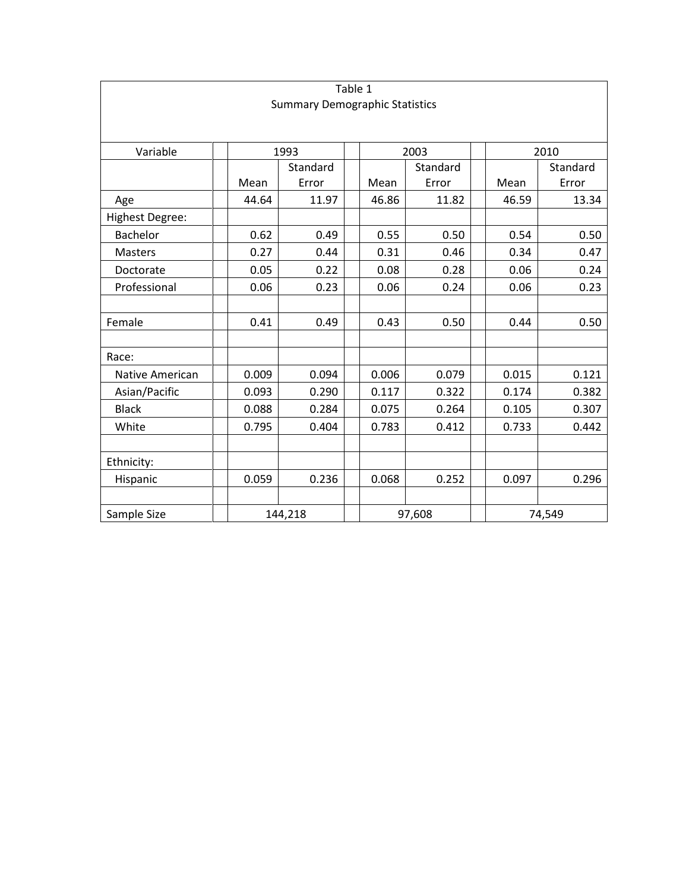Table 1
Summary Demographic Statistics

| Variable | 1993 | | 2003 | | 2010 | |
|---|---|---|---|---|---|---|
| | Mean | Standard Error | Mean | Standard Error | Mean | Standard Error |
| Age | 44.64 | 11.97 | 46.86 | 11.82 | 46.59 | 13.34 |
| Highest Degree: | | | | | | |
| Bachelor | 0.62 | 0.49 | 0.55 | 0.50 | 0.54 | 0.50 |
| Masters | 0.27 | 0.44 | 0.31 | 0.46 | 0.34 | 0.47 |
| Doctorate | 0.05 | 0.22 | 0.08 | 0.28 | 0.06 | 0.24 |
| Professional | 0.06 | 0.23 | 0.06 | 0.24 | 0.06 | 0.23 |
| | | | | | | |
| Female | 0.41 | 0.49 | 0.43 | 0.50 | 0.44 | 0.50 |
| | | | | | | |
| Race: | | | | | | |
| Native American | 0.009 | 0.094 | 0.006 | 0.079 | 0.015 | 0.121 |
| Asian/Pacific | 0.093 | 0.290 | 0.117 | 0.322 | 0.174 | 0.382 |
| Black | 0.088 | 0.284 | 0.075 | 0.264 | 0.105 | 0.307 |
| White | 0.795 | 0.404 | 0.783 | 0.412 | 0.733 | 0.442 |
| | | | | | | |
| Ethnicity: | | | | | | |
| Hispanic | 0.059 | 0.236 | 0.068 | 0.252 | 0.097 | 0.296 |
| | | | | | | |
| Sample Size | 144,218 | | 97,608 | | 74,549 | |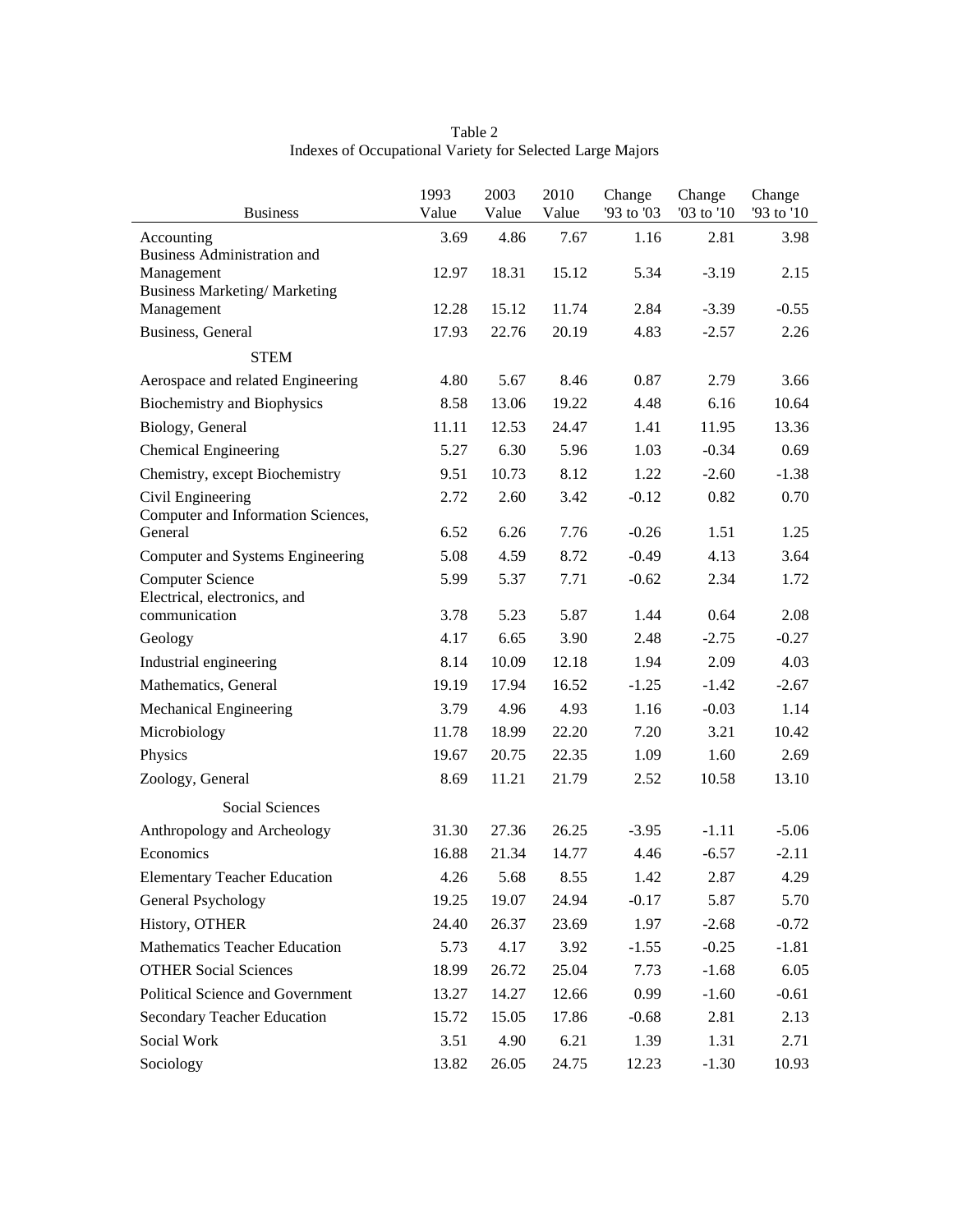Table 2
Indexes of Occupational Variety for Selected Large Majors

| Business | 1993 Value | 2003 Value | 2010 Value | Change '93 to '03 | Change '03 to '10 | Change '93 to '10 |
|---|---|---|---|---|---|---|
| Accounting | 3.69 | 4.86 | 7.67 | 1.16 | 2.81 | 3.98 |
| Business Administration and Management | 12.97 | 18.31 | 15.12 | 5.34 | -3.19 | 2.15 |
| Business Marketing/ Marketing Management | 12.28 | 15.12 | 11.74 | 2.84 | -3.39 | -0.55 |
| Business, General | 17.93 | 22.76 | 20.19 | 4.83 | -2.57 | 2.26 |
| STEM | | | | | | |
| Aerospace and related Engineering | 4.80 | 5.67 | 8.46 | 0.87 | 2.79 | 3.66 |
| Biochemistry and Biophysics | 8.58 | 13.06 | 19.22 | 4.48 | 6.16 | 10.64 |
| Biology, General | 11.11 | 12.53 | 24.47 | 1.41 | 11.95 | 13.36 |
| Chemical Engineering | 5.27 | 6.30 | 5.96 | 1.03 | -0.34 | 0.69 |
| Chemistry, except Biochemistry | 9.51 | 10.73 | 8.12 | 1.22 | -2.60 | -1.38 |
| Civil Engineering | 2.72 | 2.60 | 3.42 | -0.12 | 0.82 | 0.70 |
| Computer and Information Sciences, General | 6.52 | 6.26 | 7.76 | -0.26 | 1.51 | 1.25 |
| Computer and Systems Engineering | 5.08 | 4.59 | 8.72 | -0.49 | 4.13 | 3.64 |
| Computer Science | 5.99 | 5.37 | 7.71 | -0.62 | 2.34 | 1.72 |
| Electrical, electronics, and communication | 3.78 | 5.23 | 5.87 | 1.44 | 0.64 | 2.08 |
| Geology | 4.17 | 6.65 | 3.90 | 2.48 | -2.75 | -0.27 |
| Industrial engineering | 8.14 | 10.09 | 12.18 | 1.94 | 2.09 | 4.03 |
| Mathematics, General | 19.19 | 17.94 | 16.52 | -1.25 | -1.42 | -2.67 |
| Mechanical Engineering | 3.79 | 4.96 | 4.93 | 1.16 | -0.03 | 1.14 |
| Microbiology | 11.78 | 18.99 | 22.20 | 7.20 | 3.21 | 10.42 |
| Physics | 19.67 | 20.75 | 22.35 | 1.09 | 1.60 | 2.69 |
| Zoology, General | 8.69 | 11.21 | 21.79 | 2.52 | 10.58 | 13.10 |
| Social Sciences | | | | | | |
| Anthropology and Archeology | 31.30 | 27.36 | 26.25 | -3.95 | -1.11 | -5.06 |
| Economics | 16.88 | 21.34 | 14.77 | 4.46 | -6.57 | -2.11 |
| Elementary Teacher Education | 4.26 | 5.68 | 8.55 | 1.42 | 2.87 | 4.29 |
| General Psychology | 19.25 | 19.07 | 24.94 | -0.17 | 5.87 | 5.70 |
| History, OTHER | 24.40 | 26.37 | 23.69 | 1.97 | -2.68 | -0.72 |
| Mathematics Teacher Education | 5.73 | 4.17 | 3.92 | -1.55 | -0.25 | -1.81 |
| OTHER Social Sciences | 18.99 | 26.72 | 25.04 | 7.73 | -1.68 | 6.05 |
| Political Science and Government | 13.27 | 14.27 | 12.66 | 0.99 | -1.60 | -0.61 |
| Secondary Teacher Education | 15.72 | 15.05 | 17.86 | -0.68 | 2.81 | 2.13 |
| Social Work | 3.51 | 4.90 | 6.21 | 1.39 | 1.31 | 2.71 |
| Sociology | 13.82 | 26.05 | 24.75 | 12.23 | -1.30 | 10.93 |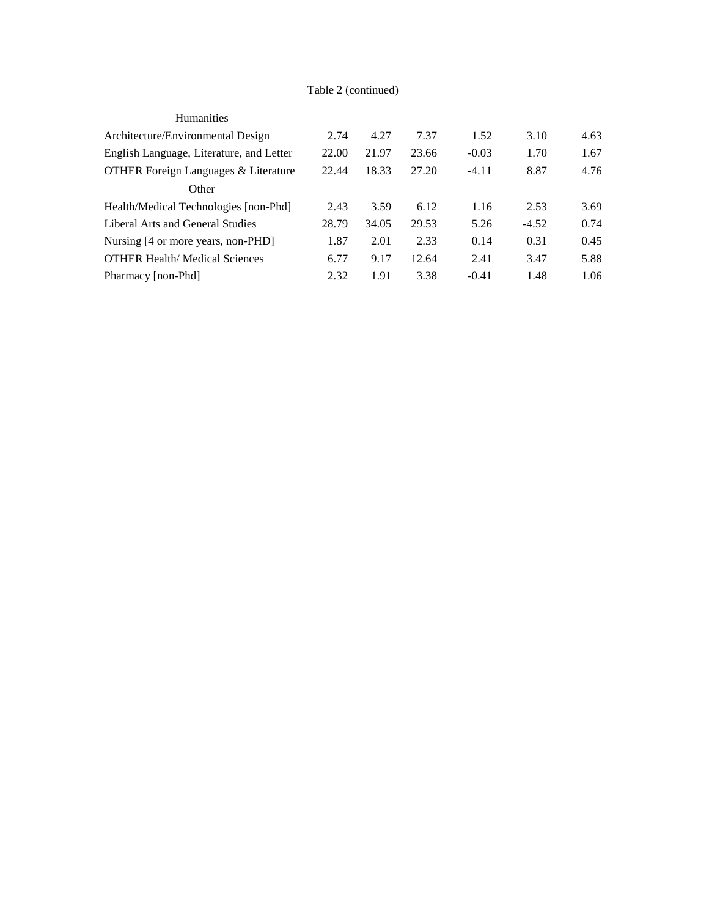Table 2 (continued)

| | | | | | | |
|---|---|---|---|---|---|---|
| Humanities | | | | | | |
| Architecture/Environmental Design | 2.74 | 4.27 | 7.37 | 1.52 | 3.10 | 4.63 |
| English Language, Literature, and Letter | 22.00 | 21.97 | 23.66 | -0.03 | 1.70 | 1.67 |
| OTHER Foreign Languages & Literature | 22.44 | 18.33 | 27.20 | -4.11 | 8.87 | 4.76 |
| Other | | | | | | |
| Health/Medical Technologies [non-Phd] | 2.43 | 3.59 | 6.12 | 1.16 | 2.53 | 3.69 |
| Liberal Arts and General Studies | 28.79 | 34.05 | 29.53 | 5.26 | -4.52 | 0.74 |
| Nursing [4 or more years, non-PHD] | 1.87 | 2.01 | 2.33 | 0.14 | 0.31 | 0.45 |
| OTHER Health/ Medical Sciences | 6.77 | 9.17 | 12.64 | 2.41 | 3.47 | 5.88 |
| Pharmacy [non-Phd] | 2.32 | 1.91 | 3.38 | -0.41 | 1.48 | 1.06 |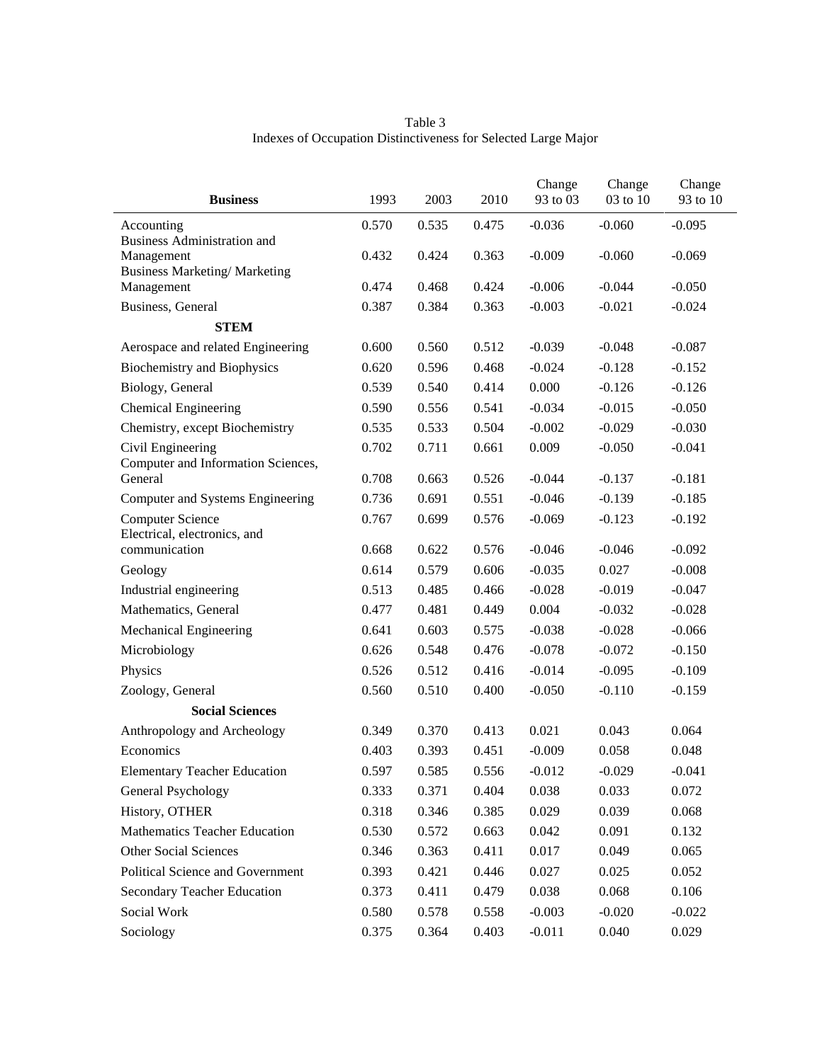Table 3
Indexes of Occupation Distinctiveness for Selected Large Major

| **Business** | 1993 | 2003 | 2010 | Change 93 to 03 | Change 03 to 10 | Change 93 to 10 |
|---|---|---|---|---|---|---|
| Accounting | 0.570 | 0.535 | 0.475 | -0.036 | -0.060 | -0.095 |
| Business Administration and Management | 0.432 | 0.424 | 0.363 | -0.009 | -0.060 | -0.069 |
| Business Marketing/ Marketing Management | 0.474 | 0.468 | 0.424 | -0.006 | -0.044 | -0.050 |
| Business, General | 0.387 | 0.384 | 0.363 | -0.003 | -0.021 | -0.024 |
| **STEM** | | | | | | |
| Aerospace and related Engineering | 0.600 | 0.560 | 0.512 | -0.039 | -0.048 | -0.087 |
| Biochemistry and Biophysics | 0.620 | 0.596 | 0.468 | -0.024 | -0.128 | -0.152 |
| Biology, General | 0.539 | 0.540 | 0.414 | 0.000 | -0.126 | -0.126 |
| Chemical Engineering | 0.590 | 0.556 | 0.541 | -0.034 | -0.015 | -0.050 |
| Chemistry, except Biochemistry | 0.535 | 0.533 | 0.504 | -0.002 | -0.029 | -0.030 |
| Civil Engineering | 0.702 | 0.711 | 0.661 | 0.009 | -0.050 | -0.041 |
| Computer and Information Sciences, General | 0.708 | 0.663 | 0.526 | -0.044 | -0.137 | -0.181 |
| Computer and Systems Engineering | 0.736 | 0.691 | 0.551 | -0.046 | -0.139 | -0.185 |
| Computer Science | 0.767 | 0.699 | 0.576 | -0.069 | -0.123 | -0.192 |
| Electrical, electronics, and communication | 0.668 | 0.622 | 0.576 | -0.046 | -0.046 | -0.092 |
| Geology | 0.614 | 0.579 | 0.606 | -0.035 | 0.027 | -0.008 |
| Industrial engineering | 0.513 | 0.485 | 0.466 | -0.028 | -0.019 | -0.047 |
| Mathematics, General | 0.477 | 0.481 | 0.449 | 0.004 | -0.032 | -0.028 |
| Mechanical Engineering | 0.641 | 0.603 | 0.575 | -0.038 | -0.028 | -0.066 |
| Microbiology | 0.626 | 0.548 | 0.476 | -0.078 | -0.072 | -0.150 |
| Physics | 0.526 | 0.512 | 0.416 | -0.014 | -0.095 | -0.109 |
| Zoology, General | 0.560 | 0.510 | 0.400 | -0.050 | -0.110 | -0.159 |
| **Social Sciences** | | | | | | |
| Anthropology and Archeology | 0.349 | 0.370 | 0.413 | 0.021 | 0.043 | 0.064 |
| Economics | 0.403 | 0.393 | 0.451 | -0.009 | 0.058 | 0.048 |
| Elementary Teacher Education | 0.597 | 0.585 | 0.556 | -0.012 | -0.029 | -0.041 |
| General Psychology | 0.333 | 0.371 | 0.404 | 0.038 | 0.033 | 0.072 |
| History, OTHER | 0.318 | 0.346 | 0.385 | 0.029 | 0.039 | 0.068 |
| Mathematics Teacher Education | 0.530 | 0.572 | 0.663 | 0.042 | 0.091 | 0.132 |
| Other Social Sciences | 0.346 | 0.363 | 0.411 | 0.017 | 0.049 | 0.065 |
| Political Science and Government | 0.393 | 0.421 | 0.446 | 0.027 | 0.025 | 0.052 |
| Secondary Teacher Education | 0.373 | 0.411 | 0.479 | 0.038 | 0.068 | 0.106 |
| Social Work | 0.580 | 0.578 | 0.558 | -0.003 | -0.020 | -0.022 |
| Sociology | 0.375 | 0.364 | 0.403 | -0.011 | 0.040 | 0.029 |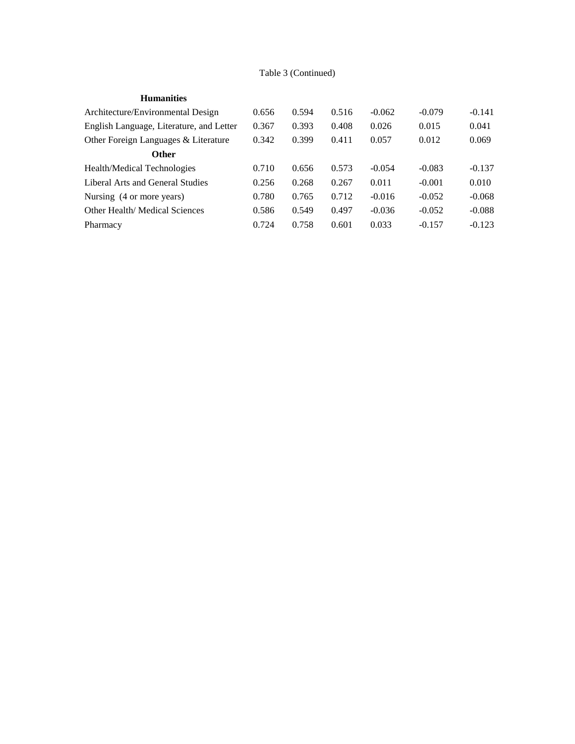Table 3 (Continued)

| | | | | | | |
|---|---|---|---|---|---|---|
| **Humanities** | | | | | | |
| Architecture/Environmental Design | 0.656 | 0.594 | 0.516 | -0.062 | -0.079 | -0.141 |
| English Language, Literature, and Letter | 0.367 | 0.393 | 0.408 | 0.026 | 0.015 | 0.041 |
| Other Foreign Languages & Literature | 0.342 | 0.399 | 0.411 | 0.057 | 0.012 | 0.069 |
| **Other** | | | | | | |
| Health/Medical Technologies | 0.710 | 0.656 | 0.573 | -0.054 | -0.083 | -0.137 |
| Liberal Arts and General Studies | 0.256 | 0.268 | 0.267 | 0.011 | -0.001 | 0.010 |
| Nursing (4 or more years) | 0.780 | 0.765 | 0.712 | -0.016 | -0.052 | -0.068 |
| Other Health/ Medical Sciences | 0.586 | 0.549 | 0.497 | -0.036 | -0.052 | -0.088 |
| Pharmacy | 0.724 | 0.758 | 0.601 | 0.033 | -0.157 | -0.123 |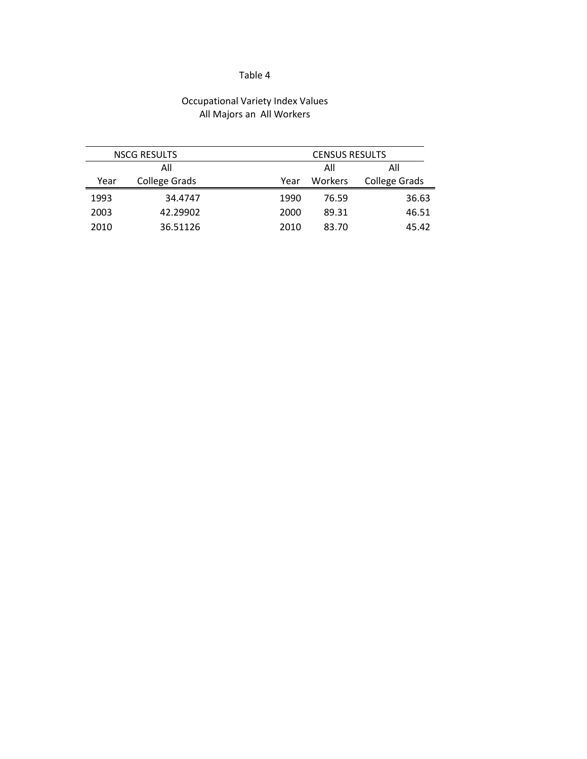Table 4

Occupational Variety Index Values
All Majors an  All Workers

| NSCG RESULTS | | CENSUS RESULTS | | |
|---|---|---|---|---|
| Year | All College Grads | Year | All Workers | All College Grads |
| 1993 | 34.4747 | 1990 | 76.59 | 36.63 |
| 2003 | 42.29902 | 2000 | 89.31 | 46.51 |
| 2010 | 36.51126 | 2010 | 83.70 | 45.42 |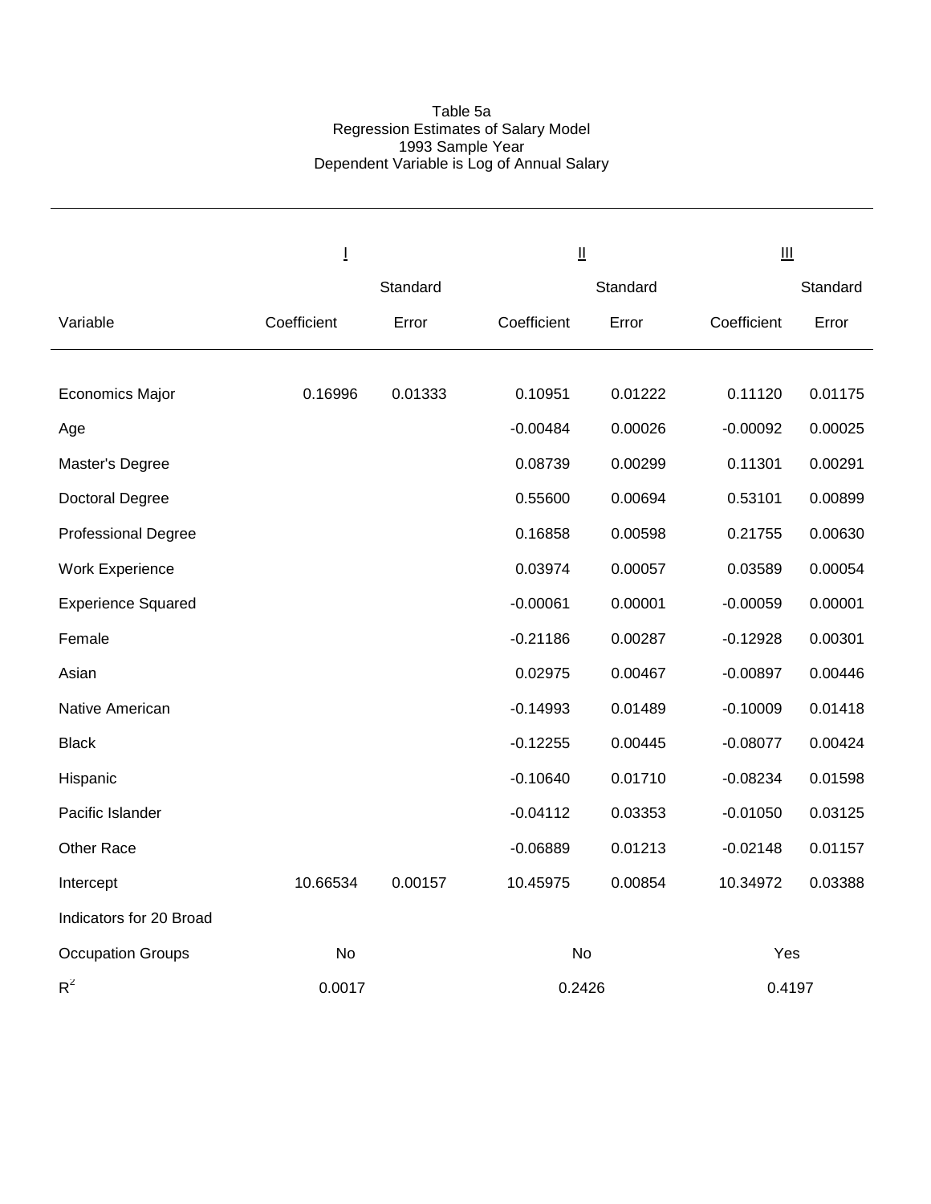Table 5a
Regression Estimates of Salary Model
1993 Sample Year
Dependent Variable is Log of Annual Salary

| | I | | II | | III | |
|---|---|---|---|---|---|---|
| Variable | Coefficient | Standard Error | Coefficient | Standard Error | Coefficient | Standard Error |
| Economics Major | 0.16996 | 0.01333 | 0.10951 | 0.01222 | 0.11120 | 0.01175 |
| Age | | | -0.00484 | 0.00026 | -0.00092 | 0.00025 |
| Master's Degree | | | 0.08739 | 0.00299 | 0.11301 | 0.00291 |
| Doctoral Degree | | | 0.55600 | 0.00694 | 0.53101 | 0.00899 |
| Professional Degree | | | 0.16858 | 0.00598 | 0.21755 | 0.00630 |
| Work Experience | | | 0.03974 | 0.00057 | 0.03589 | 0.00054 |
| Experience Squared | | | -0.00061 | 0.00001 | -0.00059 | 0.00001 |
| Female | | | -0.21186 | 0.00287 | -0.12928 | 0.00301 |
| Asian | | | 0.02975 | 0.00467 | -0.00897 | 0.00446 |
| Native American | | | -0.14993 | 0.01489 | -0.10009 | 0.01418 |
| Black | | | -0.12255 | 0.00445 | -0.08077 | 0.00424 |
| Hispanic | | | -0.10640 | 0.01710 | -0.08234 | 0.01598 |
| Pacific Islander | | | -0.04112 | 0.03353 | -0.01050 | 0.03125 |
| Other Race | | | -0.06889 | 0.01213 | -0.02148 | 0.01157 |
| Intercept | 10.66534 | 0.00157 | 10.45975 | 0.00854 | 10.34972 | 0.03388 |
| Indicators for 20 Broad Occupation Groups | No | | No | | Yes | |
| $R^2$ | 0.0017 | | 0.2426 | | 0.4197 | |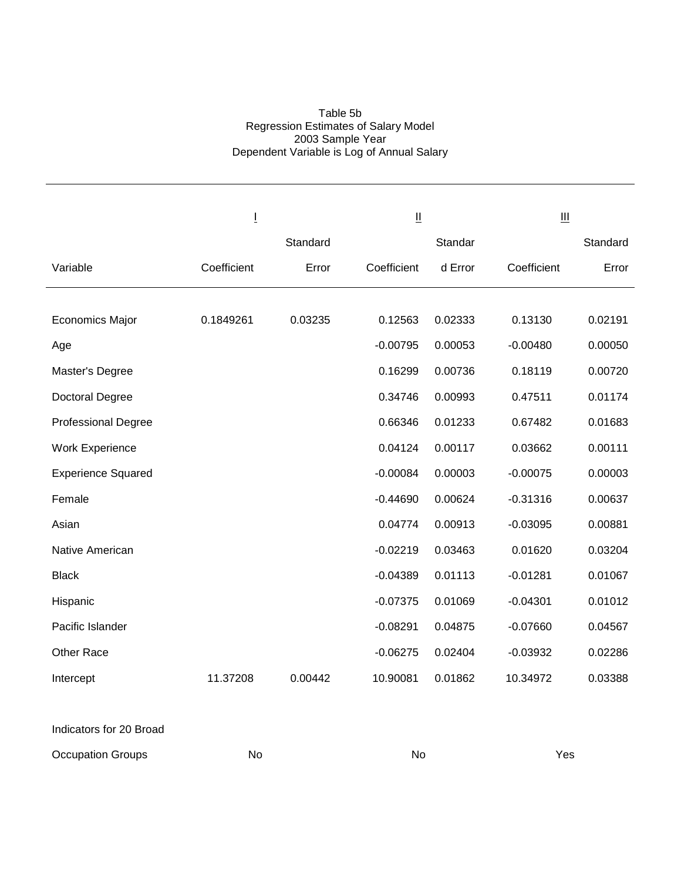Table 5b
Regression Estimates of Salary Model
2003 Sample Year
Dependent Variable is Log of Annual Salary

| | I | | II | | III | |
|---|---|---|---|---|---|---|
| Variable | Coefficient | Standard Error | Coefficient | Standard Error | Coefficient | Standard Error |
| Economics Major | 0.1849261 | 0.03235 | 0.12563 | 0.02333 | 0.13130 | 0.02191 |
| Age | | | -0.00795 | 0.00053 | -0.00480 | 0.00050 |
| Master's Degree | | | 0.16299 | 0.00736 | 0.18119 | 0.00720 |
| Doctoral Degree | | | 0.34746 | 0.00993 | 0.47511 | 0.01174 |
| Professional Degree | | | 0.66346 | 0.01233 | 0.67482 | 0.01683 |
| Work Experience | | | 0.04124 | 0.00117 | 0.03662 | 0.00111 |
| Experience Squared | | | -0.00084 | 0.00003 | -0.00075 | 0.00003 |
| Female | | | -0.44690 | 0.00624 | -0.31316 | 0.00637 |
| Asian | | | 0.04774 | 0.00913 | -0.03095 | 0.00881 |
| Native American | | | -0.02219 | 0.03463 | 0.01620 | 0.03204 |
| Black | | | -0.04389 | 0.01113 | -0.01281 | 0.01067 |
| Hispanic | | | -0.07375 | 0.01069 | -0.04301 | 0.01012 |
| Pacific Islander | | | -0.08291 | 0.04875 | -0.07660 | 0.04567 |
| Other Race | | | -0.06275 | 0.02404 | -0.03932 | 0.02286 |
| Intercept | 11.37208 | 0.00442 | 10.90081 | 0.01862 | 10.34972 | 0.03388 |
| Indicators for 20 Broad Occupation Groups | No | | No | | Yes | |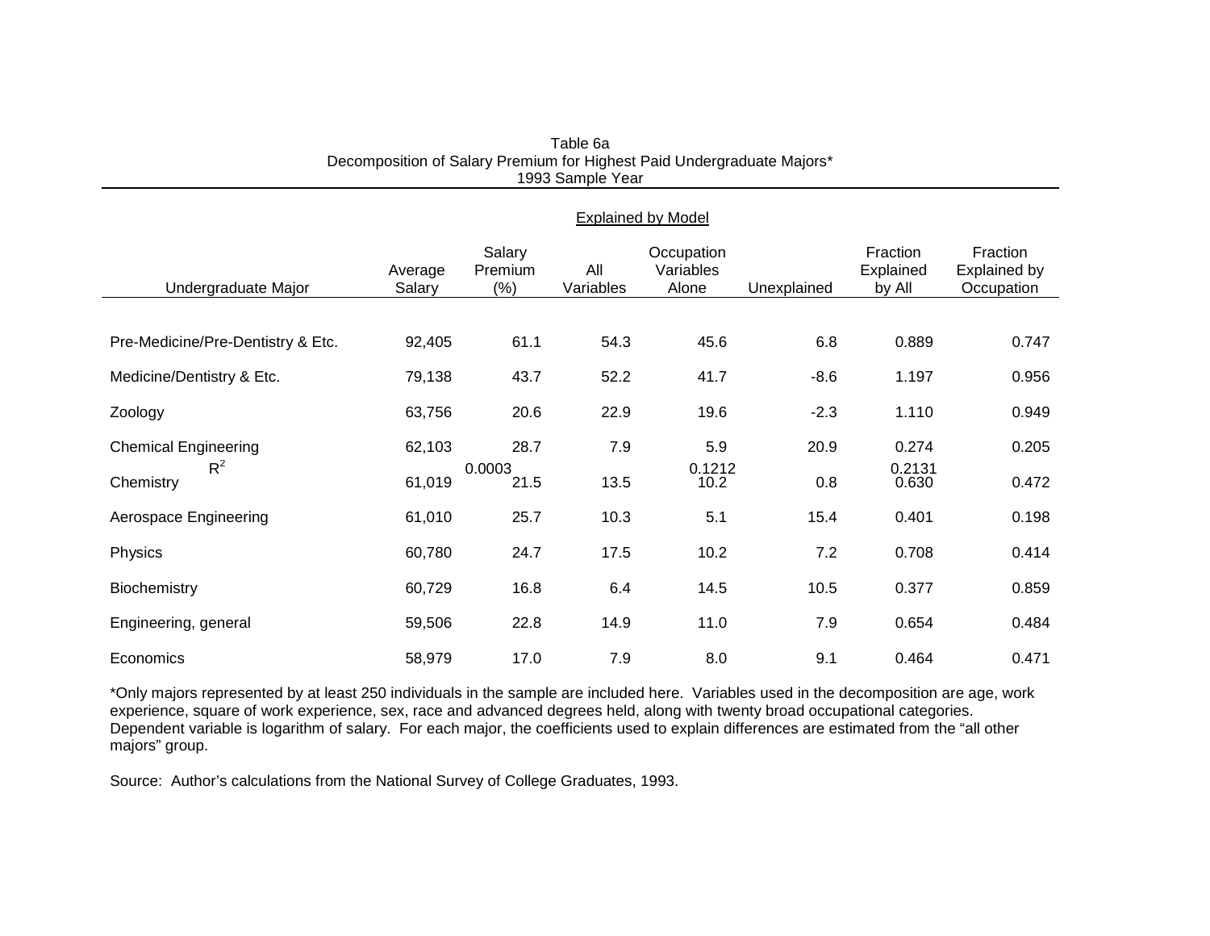Table 6a
Decomposition of Salary Premium for Highest Paid Undergraduate Majors*
1993 Sample Year

| Undergraduate Major | Average Salary | Salary Premium (%) | Explained by Model: All Variables | Explained by Model: Occupation Variables Alone | Unexplained | Fraction Explained by All | Fraction Explained by Occupation |
|---|---|---|---|---|---|---|---|
| Pre-Medicine/Pre-Dentistry & Etc. | 92,405 | 61.1 | 54.3 | 45.6 | 6.8 | 0.889 | 0.747 |
| Medicine/Dentistry & Etc. | 79,138 | 43.7 | 52.2 | 41.7 | -8.6 | 1.197 | 0.956 |
| Zoology | 63,756 | 20.6 | 22.9 | 19.6 | -2.3 | 1.110 | 0.949 |
| Chemical Engineering | 62,103 | 28.7 | 7.9 | 5.9 | 20.9 | 0.274 | 0.205 |
| $R^2$ | | 0.0003 | | 0.1212 | | 0.2131 | |
| Chemistry | 61,019 | 21.5 | 13.5 | 10.2 | 0.8 | 0.630 | 0.472 |
| Aerospace Engineering | 61,010 | 25.7 | 10.3 | 5.1 | 15.4 | 0.401 | 0.198 |
| Physics | 60,780 | 24.7 | 17.5 | 10.2 | 7.2 | 0.708 | 0.414 |
| Biochemistry | 60,729 | 16.8 | 6.4 | 14.5 | 10.5 | 0.377 | 0.859 |
| Engineering, general | 59,506 | 22.8 | 14.9 | 11.0 | 7.9 | 0.654 | 0.484 |
| Economics | 58,979 | 17.0 | 7.9 | 8.0 | 9.1 | 0.464 | 0.471 |

*Only majors represented by at least 250 individuals in the sample are included here. Variables used in the decomposition are age, work experience, square of work experience, sex, race and advanced degrees held, along with twenty broad occupational categories. Dependent variable is logarithm of salary. For each major, the coefficients used to explain differences are estimated from the "all other majors" group.

Source: Author's calculations from the National Survey of College Graduates, 1993.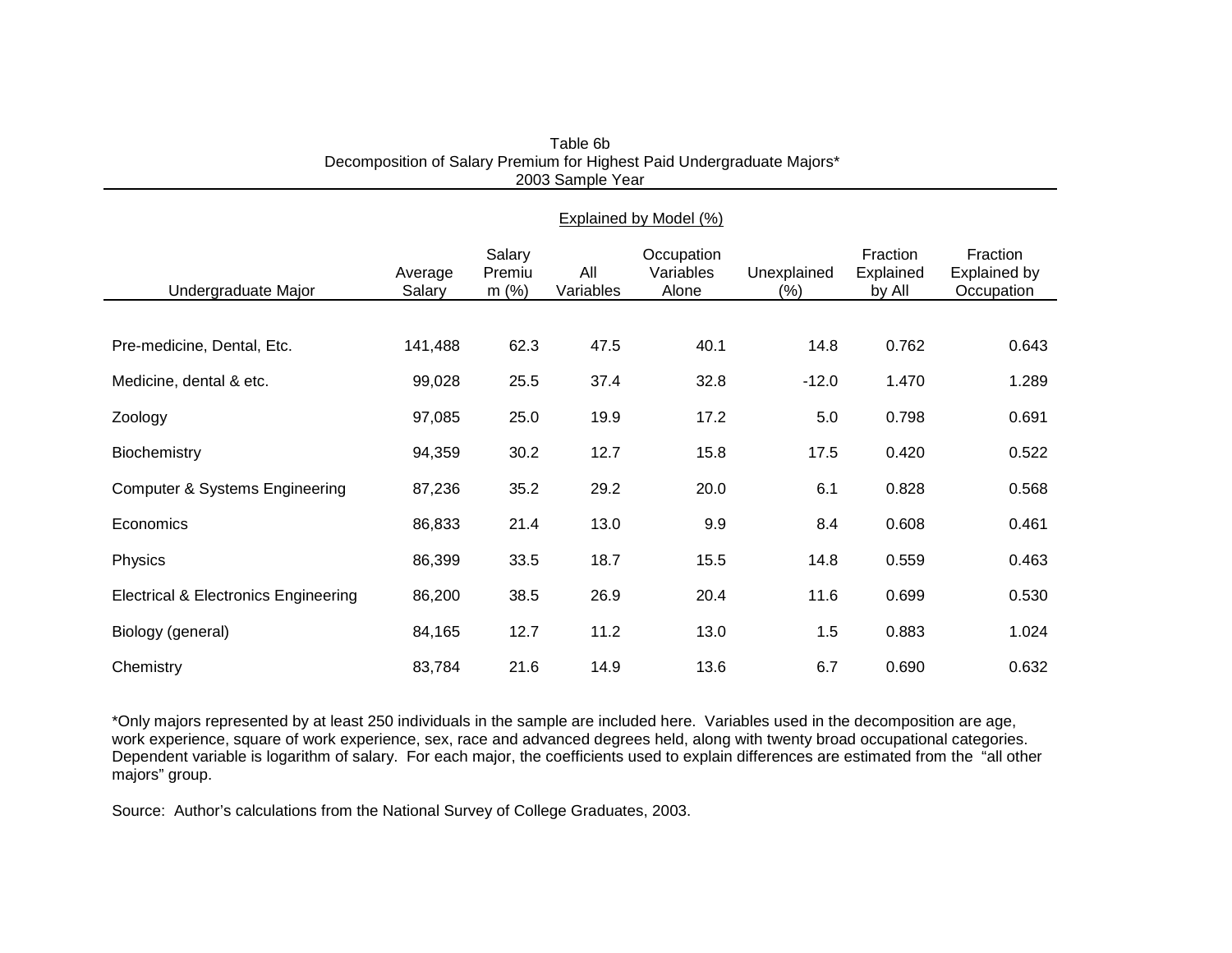Table 6b
Decomposition of Salary Premium for Highest Paid Undergraduate Majors*
2003 Sample Year

| | | | Explained by Model (%) | | | | |
|---|---|---|---|---|---|---|---|
| Undergraduate Major | Average Salary | Salary Premium (%) | All Variables | Occupation Variables Alone | Unexplained (%) | Fraction Explained by All | Fraction Explained by Occupation |
| Pre-medicine, Dental, Etc. | 141,488 | 62.3 | 47.5 | 40.1 | 14.8 | 0.762 | 0.643 |
| Medicine, dental & etc. | 99,028 | 25.5 | 37.4 | 32.8 | -12.0 | 1.470 | 1.289 |
| Zoology | 97,085 | 25.0 | 19.9 | 17.2 | 5.0 | 0.798 | 0.691 |
| Biochemistry | 94,359 | 30.2 | 12.7 | 15.8 | 17.5 | 0.420 | 0.522 |
| Computer & Systems Engineering | 87,236 | 35.2 | 29.2 | 20.0 | 6.1 | 0.828 | 0.568 |
| Economics | 86,833 | 21.4 | 13.0 | 9.9 | 8.4 | 0.608 | 0.461 |
| Physics | 86,399 | 33.5 | 18.7 | 15.5 | 14.8 | 0.559 | 0.463 |
| Electrical & Electronics Engineering | 86,200 | 38.5 | 26.9 | 20.4 | 11.6 | 0.699 | 0.530 |
| Biology (general) | 84,165 | 12.7 | 11.2 | 13.0 | 1.5 | 0.883 | 1.024 |
| Chemistry | 83,784 | 21.6 | 14.9 | 13.6 | 6.7 | 0.690 | 0.632 |

*Only majors represented by at least 250 individuals in the sample are included here. Variables used in the decomposition are age, work experience, square of work experience, sex, race and advanced degrees held, along with twenty broad occupational categories. Dependent variable is logarithm of salary. For each major, the coefficients used to explain differences are estimated from the "all other majors" group.

Source: Author's calculations from the National Survey of College Graduates, 2003.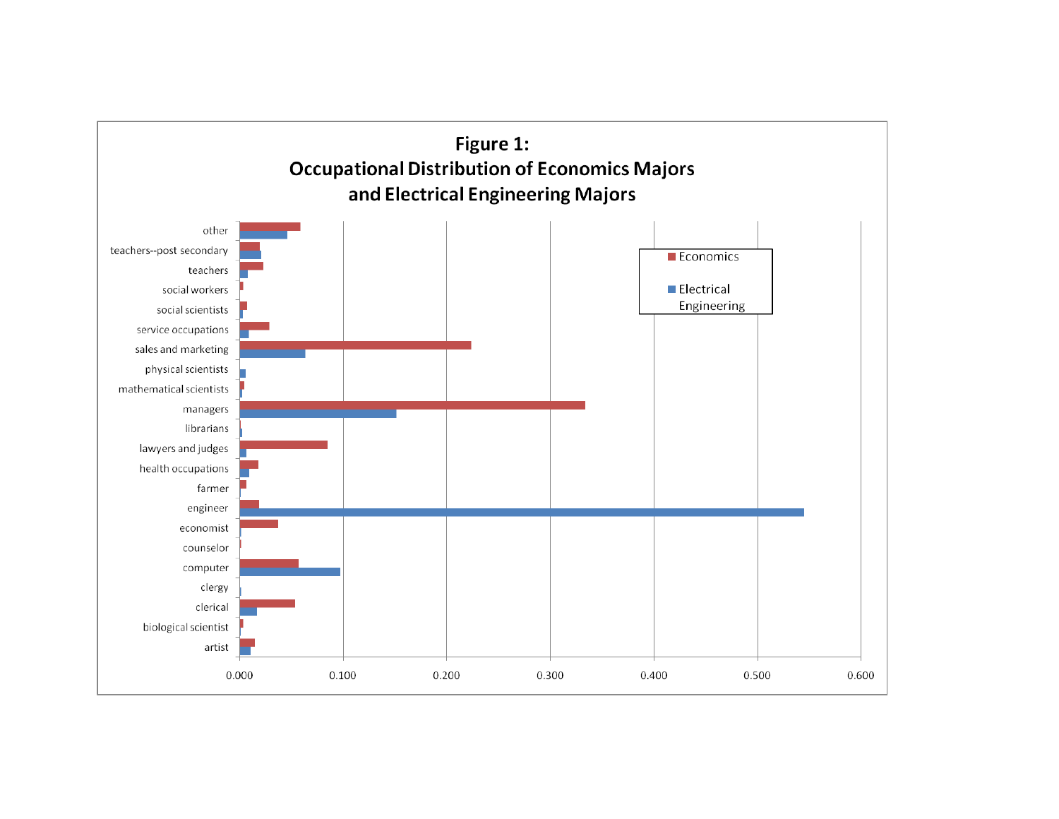**Figure 1: Occupational Distribution of Economics Majors and Electrical Engineering Majors**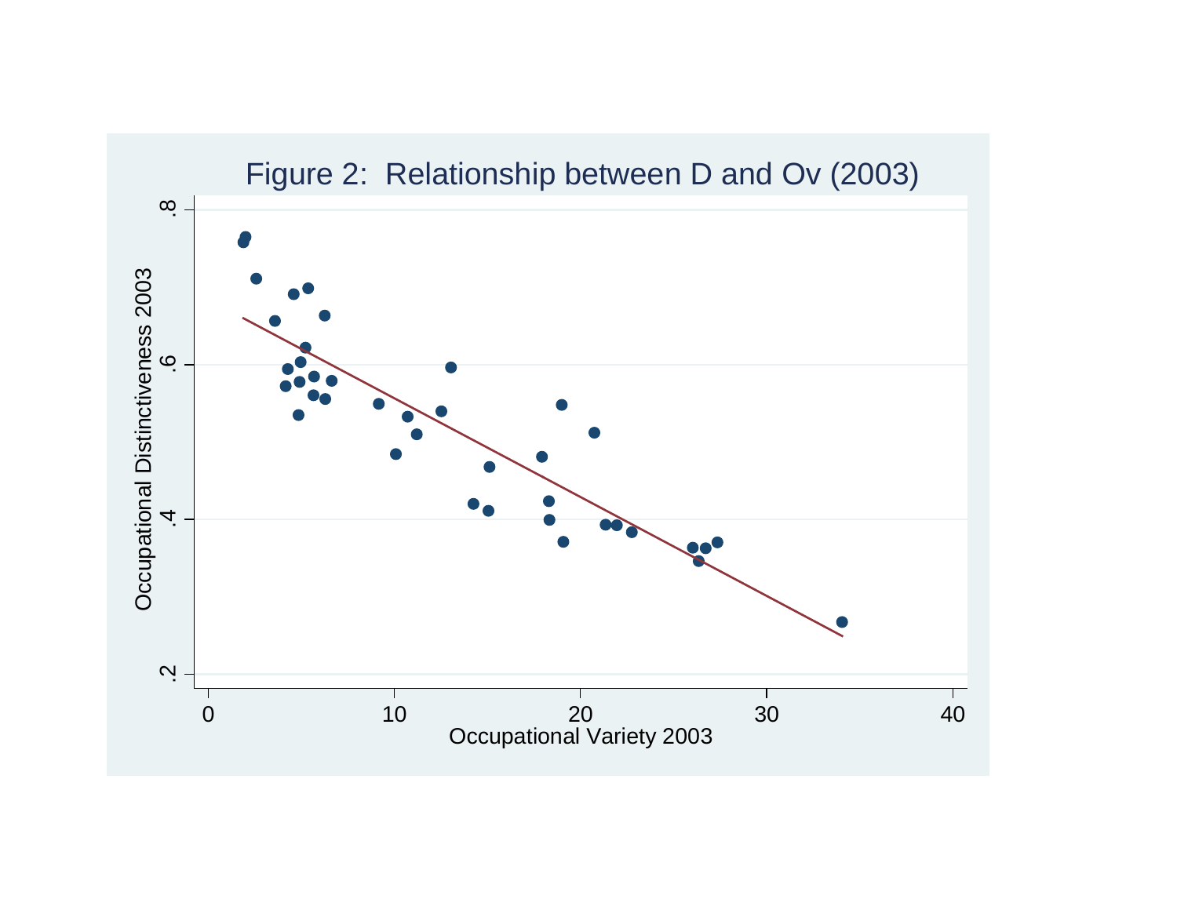Figure 2: Relationship between D and Ov (2003)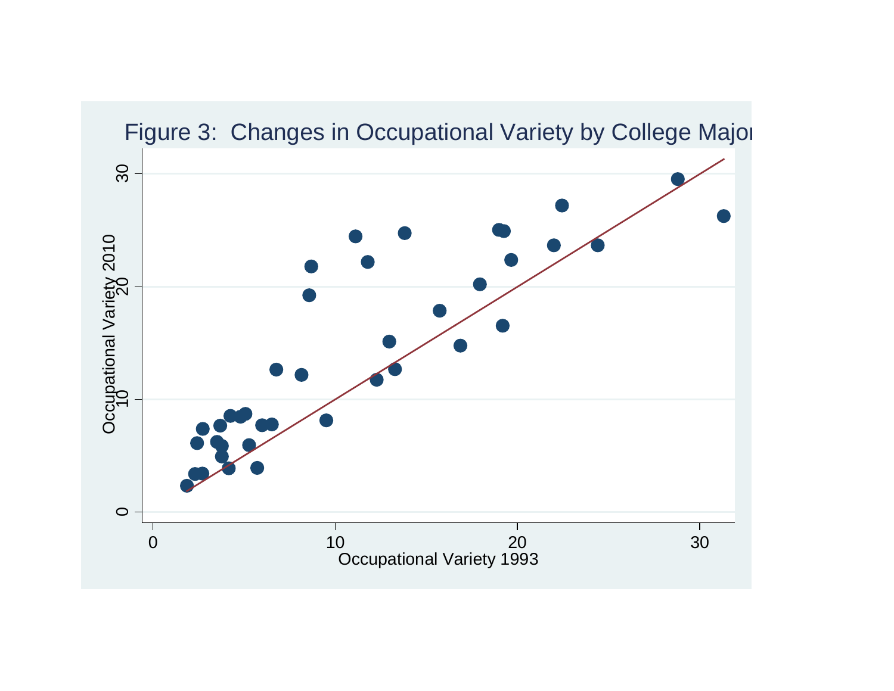Figure 3: Changes in Occupational Variety by College Major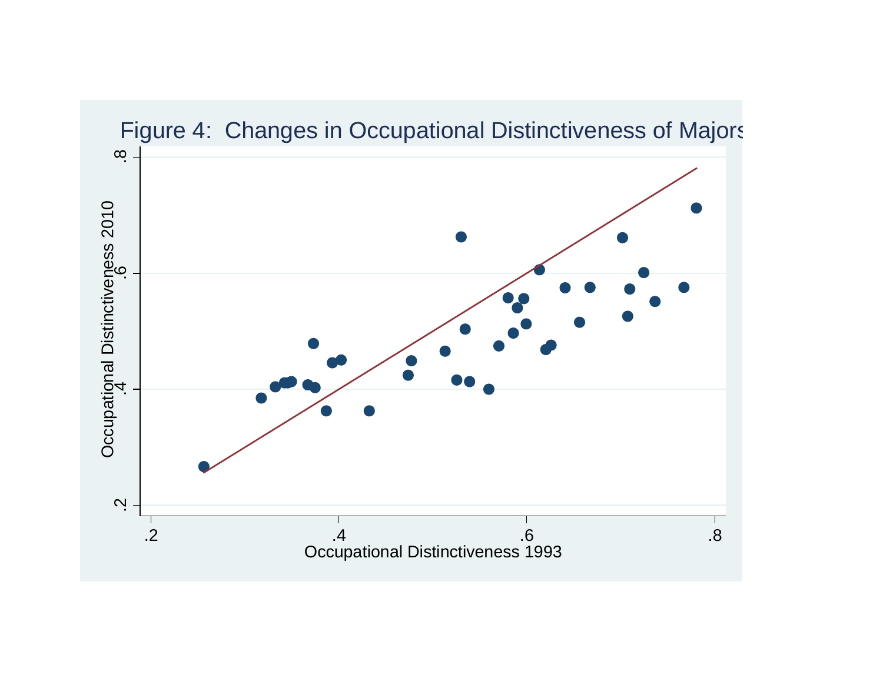Figure 4: Changes in Occupational Distinctiveness of Majors

Occupational Distinctiveness 2010

.2 .4 .6 .8

.2 .4 .6 .8

Occupational Distinctiveness 1993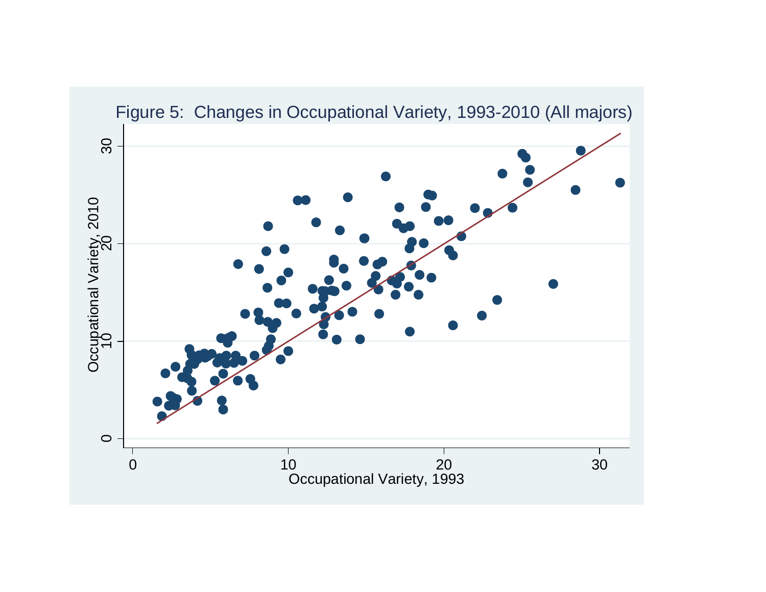Figure 5: Changes in Occupational Variety, 1993-2010 (All majors)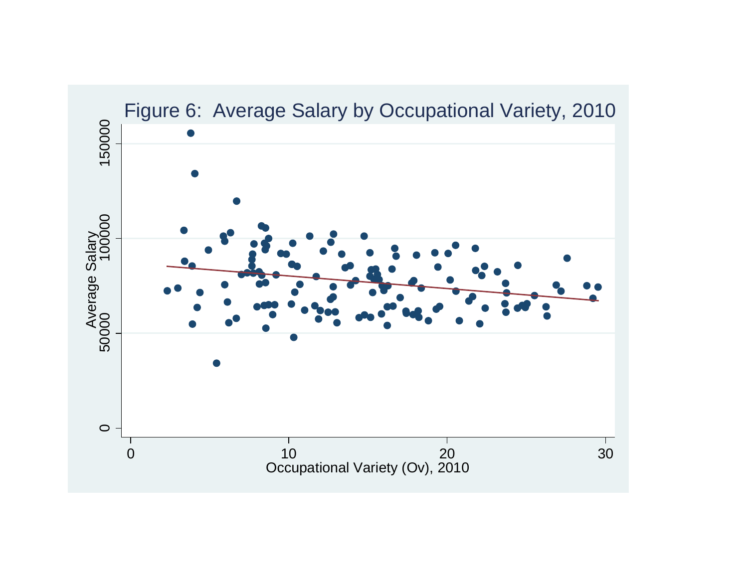Figure 6: Average Salary by Occupational Variety, 2010

Average Salary

0
50000
100000
150000

0
10
20
30

Occupational Variety (Ov), 2010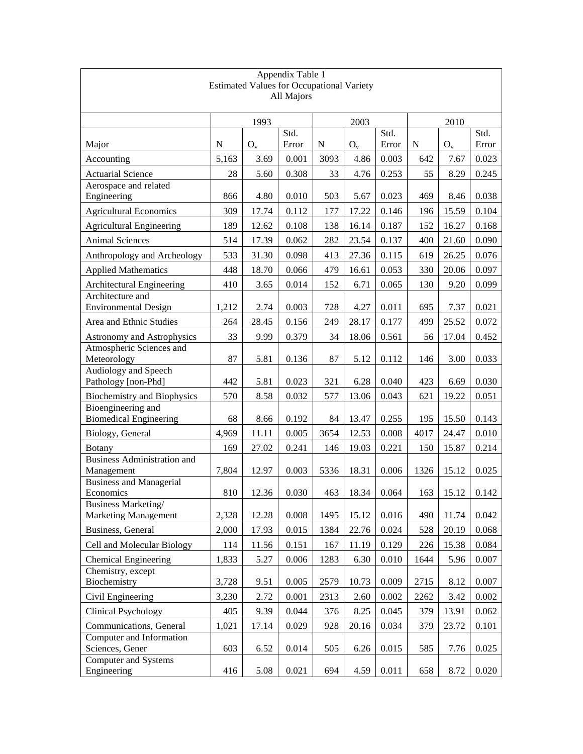Appendix Table 1
Estimated Values for Occupational Variety
All Majors

| Major | 1993 | | | 2003 | | | 2010 | | |
|---|---|---|---|---|---|---|---|---|---|
| | N | $O_v$ | Std. Error | N | $O_v$ | Std. Error | N | $O_v$ | Std. Error |
| Accounting | 5,163 | 3.69 | 0.001 | 3093 | 4.86 | 0.003 | 642 | 7.67 | 0.023 |
| Actuarial Science | 28 | 5.60 | 0.308 | 33 | 4.76 | 0.253 | 55 | 8.29 | 0.245 |
| Aerospace and related Engineering | 866 | 4.80 | 0.010 | 503 | 5.67 | 0.023 | 469 | 8.46 | 0.038 |
| Agricultural Economics | 309 | 17.74 | 0.112 | 177 | 17.22 | 0.146 | 196 | 15.59 | 0.104 |
| Agricultural Engineering | 189 | 12.62 | 0.108 | 138 | 16.14 | 0.187 | 152 | 16.27 | 0.168 |
| Animal Sciences | 514 | 17.39 | 0.062 | 282 | 23.54 | 0.137 | 400 | 21.60 | 0.090 |
| Anthropology and Archeology | 533 | 31.30 | 0.098 | 413 | 27.36 | 0.115 | 619 | 26.25 | 0.076 |
| Applied Mathematics | 448 | 18.70 | 0.066 | 479 | 16.61 | 0.053 | 330 | 20.06 | 0.097 |
| Architectural Engineering | 410 | 3.65 | 0.014 | 152 | 6.71 | 0.065 | 130 | 9.20 | 0.099 |
| Architecture and Environmental Design | 1,212 | 2.74 | 0.003 | 728 | 4.27 | 0.011 | 695 | 7.37 | 0.021 |
| Area and Ethnic Studies | 264 | 28.45 | 0.156 | 249 | 28.17 | 0.177 | 499 | 25.52 | 0.072 |
| Astronomy and Astrophysics | 33 | 9.99 | 0.379 | 34 | 18.06 | 0.561 | 56 | 17.04 | 0.452 |
| Atmospheric Sciences and Meteorology | 87 | 5.81 | 0.136 | 87 | 5.12 | 0.112 | 146 | 3.00 | 0.033 |
| Audiology and Speech Pathology [non-Phd] | 442 | 5.81 | 0.023 | 321 | 6.28 | 0.040 | 423 | 6.69 | 0.030 |
| Biochemistry and Biophysics | 570 | 8.58 | 0.032 | 577 | 13.06 | 0.043 | 621 | 19.22 | 0.051 |
| Bioengineering and Biomedical Engineering | 68 | 8.66 | 0.192 | 84 | 13.47 | 0.255 | 195 | 15.50 | 0.143 |
| Biology, General | 4,969 | 11.11 | 0.005 | 3654 | 12.53 | 0.008 | 4017 | 24.47 | 0.010 |
| Botany | 169 | 27.02 | 0.241 | 146 | 19.03 | 0.221 | 150 | 15.87 | 0.214 |
| Business Administration and Management | 7,804 | 12.97 | 0.003 | 5336 | 18.31 | 0.006 | 1326 | 15.12 | 0.025 |
| Business and Managerial Economics | 810 | 12.36 | 0.030 | 463 | 18.34 | 0.064 | 163 | 15.12 | 0.142 |
| Business Marketing/ Marketing Management | 2,328 | 12.28 | 0.008 | 1495 | 15.12 | 0.016 | 490 | 11.74 | 0.042 |
| Business, General | 2,000 | 17.93 | 0.015 | 1384 | 22.76 | 0.024 | 528 | 20.19 | 0.068 |
| Cell and Molecular Biology | 114 | 11.56 | 0.151 | 167 | 11.19 | 0.129 | 226 | 15.38 | 0.084 |
| Chemical Engineering | 1,833 | 5.27 | 0.006 | 1283 | 6.30 | 0.010 | 1644 | 5.96 | 0.007 |
| Chemistry, except Biochemistry | 3,728 | 9.51 | 0.005 | 2579 | 10.73 | 0.009 | 2715 | 8.12 | 0.007 |
| Civil Engineering | 3,230 | 2.72 | 0.001 | 2313 | 2.60 | 0.002 | 2262 | 3.42 | 0.002 |
| Clinical Psychology | 405 | 9.39 | 0.044 | 376 | 8.25 | 0.045 | 379 | 13.91 | 0.062 |
| Communications, General | 1,021 | 17.14 | 0.029 | 928 | 20.16 | 0.034 | 379 | 23.72 | 0.101 |
| Computer and Information Sciences, Gener | 603 | 6.52 | 0.014 | 505 | 6.26 | 0.015 | 585 | 7.76 | 0.025 |
| Computer and Systems Engineering | 416 | 5.08 | 0.021 | 694 | 4.59 | 0.011 | 658 | 8.72 | 0.020 |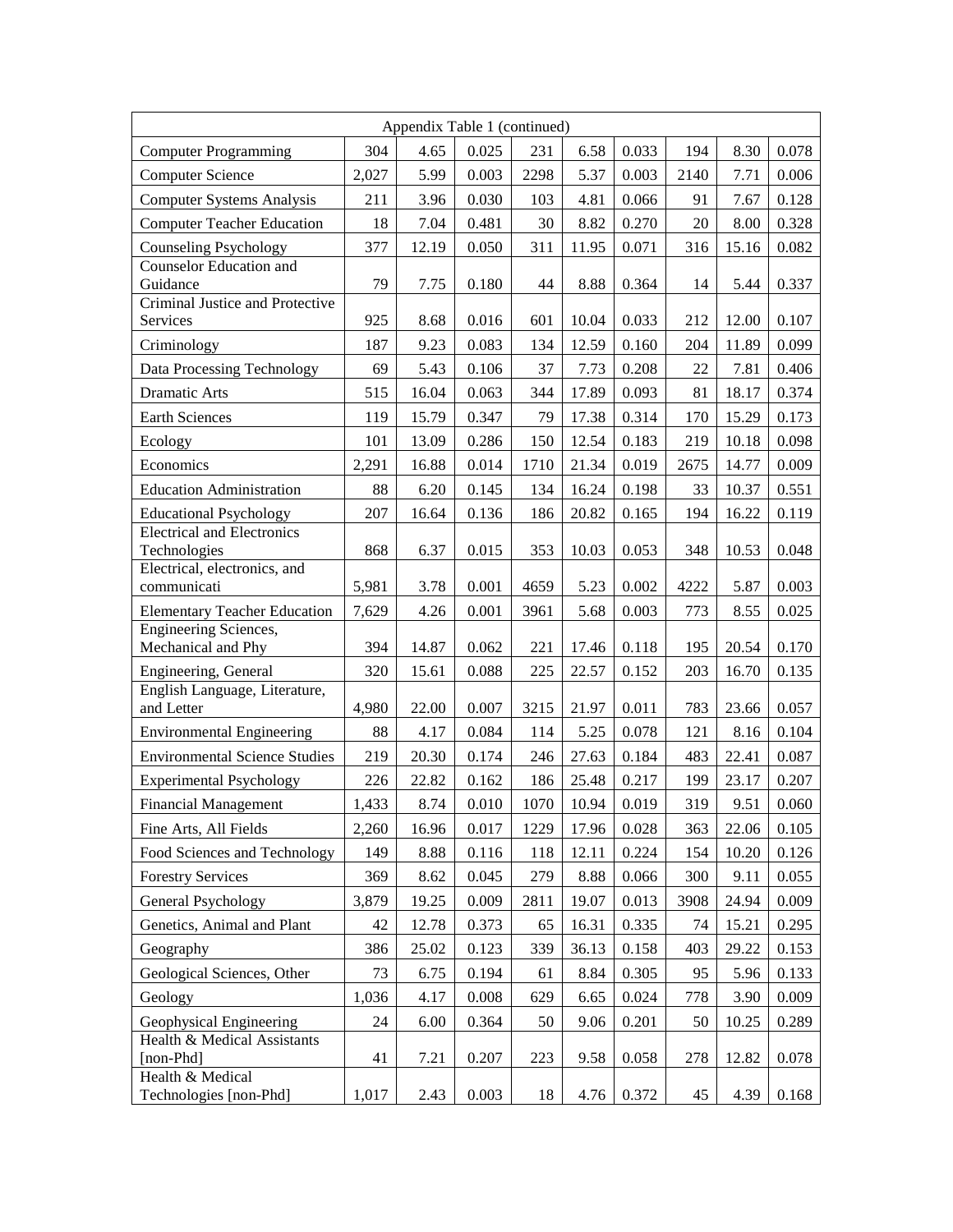| Appendix Table 1 (continued) | | | | | | | | | |
|---|---|---|---|---|---|---|---|---|---|
| Computer Programming | 304 | 4.65 | 0.025 | 231 | 6.58 | 0.033 | 194 | 8.30 | 0.078 |
| Computer Science | 2,027 | 5.99 | 0.003 | 2298 | 5.37 | 0.003 | 2140 | 7.71 | 0.006 |
| Computer Systems Analysis | 211 | 3.96 | 0.030 | 103 | 4.81 | 0.066 | 91 | 7.67 | 0.128 |
| Computer Teacher Education | 18 | 7.04 | 0.481 | 30 | 8.82 | 0.270 | 20 | 8.00 | 0.328 |
| Counseling Psychology | 377 | 12.19 | 0.050 | 311 | 11.95 | 0.071 | 316 | 15.16 | 0.082 |
| Counselor Education and Guidance | 79 | 7.75 | 0.180 | 44 | 8.88 | 0.364 | 14 | 5.44 | 0.337 |
| Criminal Justice and Protective Services | 925 | 8.68 | 0.016 | 601 | 10.04 | 0.033 | 212 | 12.00 | 0.107 |
| Criminology | 187 | 9.23 | 0.083 | 134 | 12.59 | 0.160 | 204 | 11.89 | 0.099 |
| Data Processing Technology | 69 | 5.43 | 0.106 | 37 | 7.73 | 0.208 | 22 | 7.81 | 0.406 |
| Dramatic Arts | 515 | 16.04 | 0.063 | 344 | 17.89 | 0.093 | 81 | 18.17 | 0.374 |
| Earth Sciences | 119 | 15.79 | 0.347 | 79 | 17.38 | 0.314 | 170 | 15.29 | 0.173 |
| Ecology | 101 | 13.09 | 0.286 | 150 | 12.54 | 0.183 | 219 | 10.18 | 0.098 |
| Economics | 2,291 | 16.88 | 0.014 | 1710 | 21.34 | 0.019 | 2675 | 14.77 | 0.009 |
| Education Administration | 88 | 6.20 | 0.145 | 134 | 16.24 | 0.198 | 33 | 10.37 | 0.551 |
| Educational Psychology | 207 | 16.64 | 0.136 | 186 | 20.82 | 0.165 | 194 | 16.22 | 0.119 |
| Electrical and Electronics Technologies | 868 | 6.37 | 0.015 | 353 | 10.03 | 0.053 | 348 | 10.53 | 0.048 |
| Electrical, electronics, and communicati | 5,981 | 3.78 | 0.001 | 4659 | 5.23 | 0.002 | 4222 | 5.87 | 0.003 |
| Elementary Teacher Education | 7,629 | 4.26 | 0.001 | 3961 | 5.68 | 0.003 | 773 | 8.55 | 0.025 |
| Engineering Sciences, Mechanical and Phy | 394 | 14.87 | 0.062 | 221 | 17.46 | 0.118 | 195 | 20.54 | 0.170 |
| Engineering, General | 320 | 15.61 | 0.088 | 225 | 22.57 | 0.152 | 203 | 16.70 | 0.135 |
| English Language, Literature, and Letter | 4,980 | 22.00 | 0.007 | 3215 | 21.97 | 0.011 | 783 | 23.66 | 0.057 |
| Environmental Engineering | 88 | 4.17 | 0.084 | 114 | 5.25 | 0.078 | 121 | 8.16 | 0.104 |
| Environmental Science Studies | 219 | 20.30 | 0.174 | 246 | 27.63 | 0.184 | 483 | 22.41 | 0.087 |
| Experimental Psychology | 226 | 22.82 | 0.162 | 186 | 25.48 | 0.217 | 199 | 23.17 | 0.207 |
| Financial Management | 1,433 | 8.74 | 0.010 | 1070 | 10.94 | 0.019 | 319 | 9.51 | 0.060 |
| Fine Arts, All Fields | 2,260 | 16.96 | 0.017 | 1229 | 17.96 | 0.028 | 363 | 22.06 | 0.105 |
| Food Sciences and Technology | 149 | 8.88 | 0.116 | 118 | 12.11 | 0.224 | 154 | 10.20 | 0.126 |
| Forestry Services | 369 | 8.62 | 0.045 | 279 | 8.88 | 0.066 | 300 | 9.11 | 0.055 |
| General Psychology | 3,879 | 19.25 | 0.009 | 2811 | 19.07 | 0.013 | 3908 | 24.94 | 0.009 |
| Genetics, Animal and Plant | 42 | 12.78 | 0.373 | 65 | 16.31 | 0.335 | 74 | 15.21 | 0.295 |
| Geography | 386 | 25.02 | 0.123 | 339 | 36.13 | 0.158 | 403 | 29.22 | 0.153 |
| Geological Sciences, Other | 73 | 6.75 | 0.194 | 61 | 8.84 | 0.305 | 95 | 5.96 | 0.133 |
| Geology | 1,036 | 4.17 | 0.008 | 629 | 6.65 | 0.024 | 778 | 3.90 | 0.009 |
| Geophysical Engineering | 24 | 6.00 | 0.364 | 50 | 9.06 | 0.201 | 50 | 10.25 | 0.289 |
| Health & Medical Assistants [non-Phd] | 41 | 7.21 | 0.207 | 223 | 9.58 | 0.058 | 278 | 12.82 | 0.078 |
| Health & Medical Technologies [non-Phd] | 1,017 | 2.43 | 0.003 | 18 | 4.76 | 0.372 | 45 | 4.39 | 0.168 |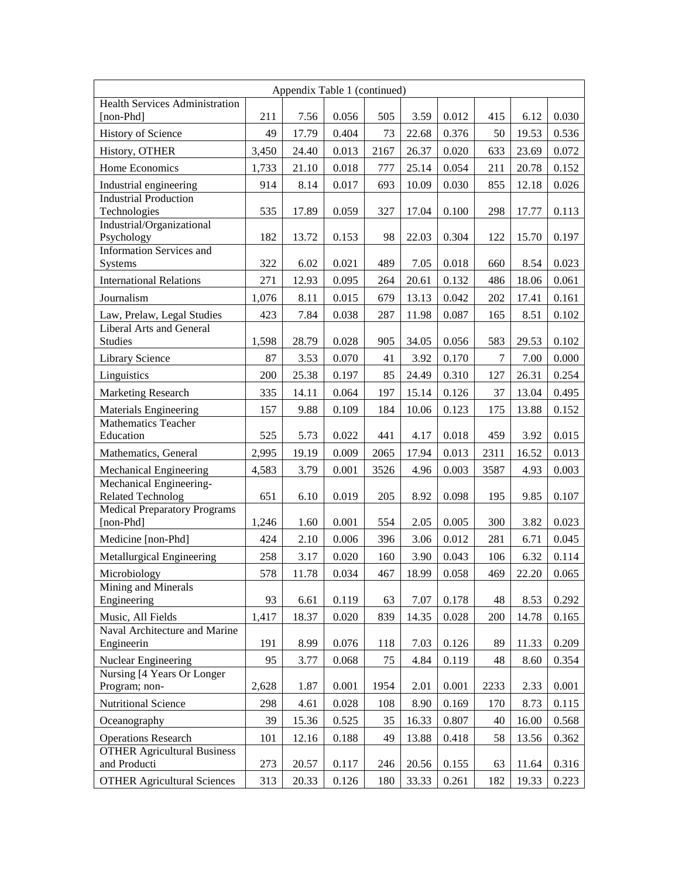| Appendix Table 1 (continued) | | | | | | | | | |
|---|---|---|---|---|---|---|---|---|---|
| Health Services Administration [non-Phd] | 211 | 7.56 | 0.056 | 505 | 3.59 | 0.012 | 415 | 6.12 | 0.030 |
| History of Science | 49 | 17.79 | 0.404 | 73 | 22.68 | 0.376 | 50 | 19.53 | 0.536 |
| History, OTHER | 3,450 | 24.40 | 0.013 | 2167 | 26.37 | 0.020 | 633 | 23.69 | 0.072 |
| Home Economics | 1,733 | 21.10 | 0.018 | 777 | 25.14 | 0.054 | 211 | 20.78 | 0.152 |
| Industrial engineering | 914 | 8.14 | 0.017 | 693 | 10.09 | 0.030 | 855 | 12.18 | 0.026 |
| Industrial Production Technologies | 535 | 17.89 | 0.059 | 327 | 17.04 | 0.100 | 298 | 17.77 | 0.113 |
| Industrial/Organizational Psychology | 182 | 13.72 | 0.153 | 98 | 22.03 | 0.304 | 122 | 15.70 | 0.197 |
| Information Services and Systems | 322 | 6.02 | 0.021 | 489 | 7.05 | 0.018 | 660 | 8.54 | 0.023 |
| International Relations | 271 | 12.93 | 0.095 | 264 | 20.61 | 0.132 | 486 | 18.06 | 0.061 |
| Journalism | 1,076 | 8.11 | 0.015 | 679 | 13.13 | 0.042 | 202 | 17.41 | 0.161 |
| Law, Prelaw, Legal Studies | 423 | 7.84 | 0.038 | 287 | 11.98 | 0.087 | 165 | 8.51 | 0.102 |
| Liberal Arts and General Studies | 1,598 | 28.79 | 0.028 | 905 | 34.05 | 0.056 | 583 | 29.53 | 0.102 |
| Library Science | 87 | 3.53 | 0.070 | 41 | 3.92 | 0.170 | 7 | 7.00 | 0.000 |
| Linguistics | 200 | 25.38 | 0.197 | 85 | 24.49 | 0.310 | 127 | 26.31 | 0.254 |
| Marketing Research | 335 | 14.11 | 0.064 | 197 | 15.14 | 0.126 | 37 | 13.04 | 0.495 |
| Materials Engineering | 157 | 9.88 | 0.109 | 184 | 10.06 | 0.123 | 175 | 13.88 | 0.152 |
| Mathematics Teacher Education | 525 | 5.73 | 0.022 | 441 | 4.17 | 0.018 | 459 | 3.92 | 0.015 |
| Mathematics, General | 2,995 | 19.19 | 0.009 | 2065 | 17.94 | 0.013 | 2311 | 16.52 | 0.013 |
| Mechanical Engineering | 4,583 | 3.79 | 0.001 | 3526 | 4.96 | 0.003 | 3587 | 4.93 | 0.003 |
| Mechanical Engineering-Related Technolog | 651 | 6.10 | 0.019 | 205 | 8.92 | 0.098 | 195 | 9.85 | 0.107 |
| Medical Preparatory Programs [non-Phd] | 1,246 | 1.60 | 0.001 | 554 | 2.05 | 0.005 | 300 | 3.82 | 0.023 |
| Medicine [non-Phd] | 424 | 2.10 | 0.006 | 396 | 3.06 | 0.012 | 281 | 6.71 | 0.045 |
| Metallurgical Engineering | 258 | 3.17 | 0.020 | 160 | 3.90 | 0.043 | 106 | 6.32 | 0.114 |
| Microbiology | 578 | 11.78 | 0.034 | 467 | 18.99 | 0.058 | 469 | 22.20 | 0.065 |
| Mining and Minerals Engineering | 93 | 6.61 | 0.119 | 63 | 7.07 | 0.178 | 48 | 8.53 | 0.292 |
| Music, All Fields | 1,417 | 18.37 | 0.020 | 839 | 14.35 | 0.028 | 200 | 14.78 | 0.165 |
| Naval Architecture and Marine Engineerin | 191 | 8.99 | 0.076 | 118 | 7.03 | 0.126 | 89 | 11.33 | 0.209 |
| Nuclear Engineering | 95 | 3.77 | 0.068 | 75 | 4.84 | 0.119 | 48 | 8.60 | 0.354 |
| Nursing [4 Years Or Longer Program; non- | 2,628 | 1.87 | 0.001 | 1954 | 2.01 | 0.001 | 2233 | 2.33 | 0.001 |
| Nutritional Science | 298 | 4.61 | 0.028 | 108 | 8.90 | 0.169 | 170 | 8.73 | 0.115 |
| Oceanography | 39 | 15.36 | 0.525 | 35 | 16.33 | 0.807 | 40 | 16.00 | 0.568 |
| Operations Research | 101 | 12.16 | 0.188 | 49 | 13.88 | 0.418 | 58 | 13.56 | 0.362 |
| OTHER Agricultural Business and Producti | 273 | 20.57 | 0.117 | 246 | 20.56 | 0.155 | 63 | 11.64 | 0.316 |
| OTHER Agricultural Sciences | 313 | 20.33 | 0.126 | 180 | 33.33 | 0.261 | 182 | 19.33 | 0.223 |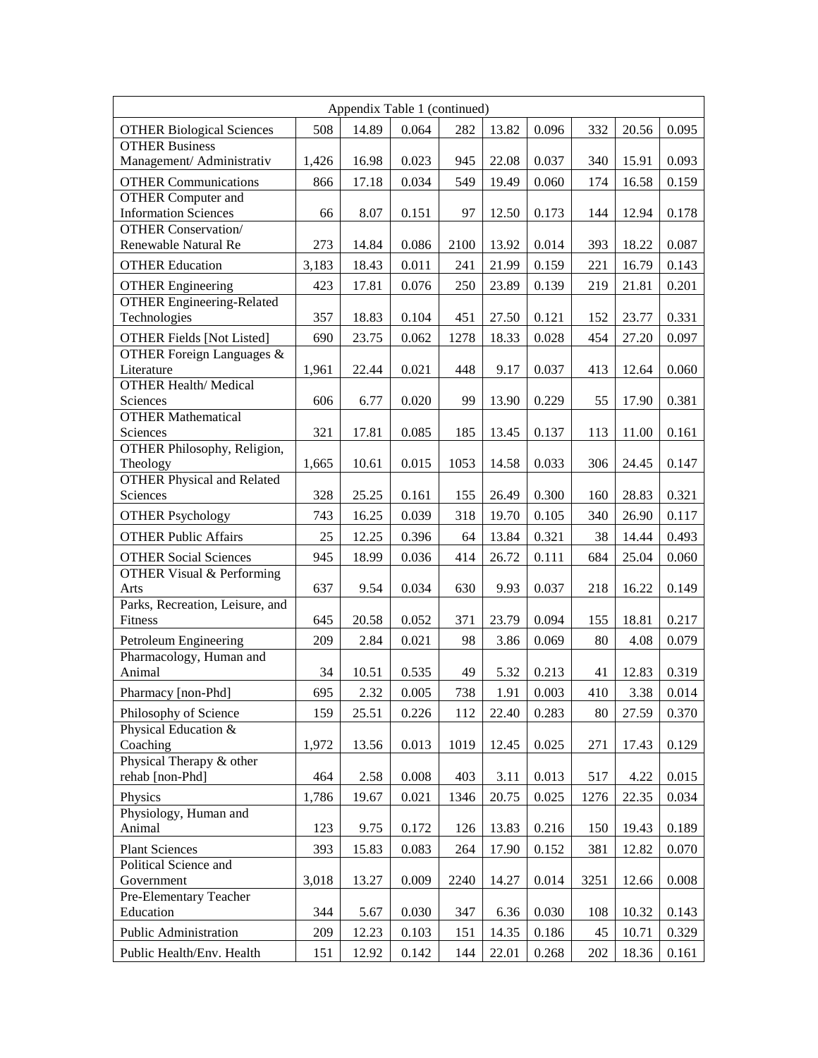| Appendix Table 1 (continued) | | | | | | | | | |
|---|---|---|---|---|---|---|---|---|---|
| OTHER Biological Sciences | 508 | 14.89 | 0.064 | 282 | 13.82 | 0.096 | 332 | 20.56 | 0.095 |
| OTHER Business Management/ Administrativ | 1,426 | 16.98 | 0.023 | 945 | 22.08 | 0.037 | 340 | 15.91 | 0.093 |
| OTHER Communications | 866 | 17.18 | 0.034 | 549 | 19.49 | 0.060 | 174 | 16.58 | 0.159 |
| OTHER Computer and Information Sciences | 66 | 8.07 | 0.151 | 97 | 12.50 | 0.173 | 144 | 12.94 | 0.178 |
| OTHER Conservation/ Renewable Natural Re | 273 | 14.84 | 0.086 | 2100 | 13.92 | 0.014 | 393 | 18.22 | 0.087 |
| OTHER Education | 3,183 | 18.43 | 0.011 | 241 | 21.99 | 0.159 | 221 | 16.79 | 0.143 |
| OTHER Engineering | 423 | 17.81 | 0.076 | 250 | 23.89 | 0.139 | 219 | 21.81 | 0.201 |
| OTHER Engineering-Related Technologies | 357 | 18.83 | 0.104 | 451 | 27.50 | 0.121 | 152 | 23.77 | 0.331 |
| OTHER Fields [Not Listed] | 690 | 23.75 | 0.062 | 1278 | 18.33 | 0.028 | 454 | 27.20 | 0.097 |
| OTHER Foreign Languages & Literature | 1,961 | 22.44 | 0.021 | 448 | 9.17 | 0.037 | 413 | 12.64 | 0.060 |
| OTHER Health/ Medical Sciences | 606 | 6.77 | 0.020 | 99 | 13.90 | 0.229 | 55 | 17.90 | 0.381 |
| OTHER Mathematical Sciences | 321 | 17.81 | 0.085 | 185 | 13.45 | 0.137 | 113 | 11.00 | 0.161 |
| OTHER Philosophy, Religion, Theology | 1,665 | 10.61 | 0.015 | 1053 | 14.58 | 0.033 | 306 | 24.45 | 0.147 |
| OTHER Physical and Related Sciences | 328 | 25.25 | 0.161 | 155 | 26.49 | 0.300 | 160 | 28.83 | 0.321 |
| OTHER Psychology | 743 | 16.25 | 0.039 | 318 | 19.70 | 0.105 | 340 | 26.90 | 0.117 |
| OTHER Public Affairs | 25 | 12.25 | 0.396 | 64 | 13.84 | 0.321 | 38 | 14.44 | 0.493 |
| OTHER Social Sciences | 945 | 18.99 | 0.036 | 414 | 26.72 | 0.111 | 684 | 25.04 | 0.060 |
| OTHER Visual & Performing Arts | 637 | 9.54 | 0.034 | 630 | 9.93 | 0.037 | 218 | 16.22 | 0.149 |
| Parks, Recreation, Leisure, and Fitness | 645 | 20.58 | 0.052 | 371 | 23.79 | 0.094 | 155 | 18.81 | 0.217 |
| Petroleum Engineering | 209 | 2.84 | 0.021 | 98 | 3.86 | 0.069 | 80 | 4.08 | 0.079 |
| Pharmacology, Human and Animal | 34 | 10.51 | 0.535 | 49 | 5.32 | 0.213 | 41 | 12.83 | 0.319 |
| Pharmacy [non-Phd] | 695 | 2.32 | 0.005 | 738 | 1.91 | 0.003 | 410 | 3.38 | 0.014 |
| Philosophy of Science | 159 | 25.51 | 0.226 | 112 | 22.40 | 0.283 | 80 | 27.59 | 0.370 |
| Physical Education & Coaching | 1,972 | 13.56 | 0.013 | 1019 | 12.45 | 0.025 | 271 | 17.43 | 0.129 |
| Physical Therapy & other rehab [non-Phd] | 464 | 2.58 | 0.008 | 403 | 3.11 | 0.013 | 517 | 4.22 | 0.015 |
| Physics | 1,786 | 19.67 | 0.021 | 1346 | 20.75 | 0.025 | 1276 | 22.35 | 0.034 |
| Physiology, Human and Animal | 123 | 9.75 | 0.172 | 126 | 13.83 | 0.216 | 150 | 19.43 | 0.189 |
| Plant Sciences | 393 | 15.83 | 0.083 | 264 | 17.90 | 0.152 | 381 | 12.82 | 0.070 |
| Political Science and Government | 3,018 | 13.27 | 0.009 | 2240 | 14.27 | 0.014 | 3251 | 12.66 | 0.008 |
| Pre-Elementary Teacher Education | 344 | 5.67 | 0.030 | 347 | 6.36 | 0.030 | 108 | 10.32 | 0.143 |
| Public Administration | 209 | 12.23 | 0.103 | 151 | 14.35 | 0.186 | 45 | 10.71 | 0.329 |
| Public Health/Env. Health | 151 | 12.92 | 0.142 | 144 | 22.01 | 0.268 | 202 | 18.36 | 0.161 |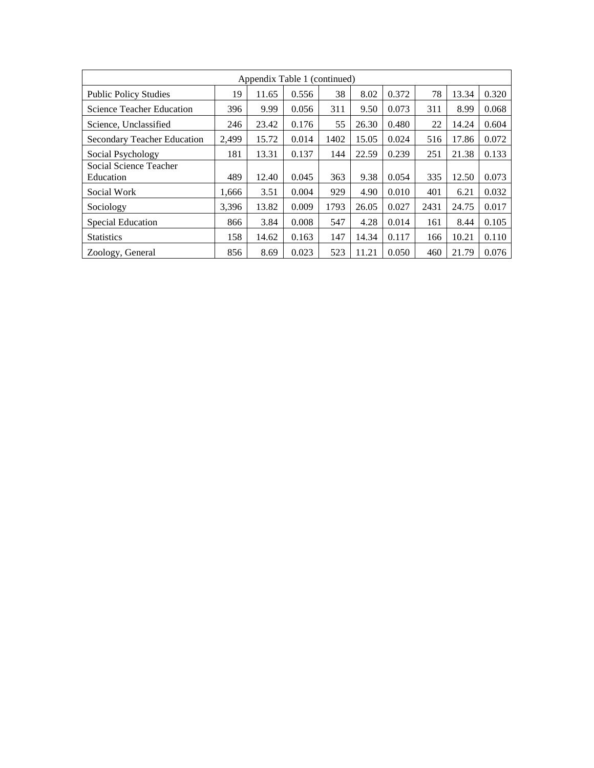| Appendix Table 1 (continued) | | | | | | | | | |
|---|---|---|---|---|---|---|---|---|---|
| Public Policy Studies | 19 | 11.65 | 0.556 | 38 | 8.02 | 0.372 | 78 | 13.34 | 0.320 |
| Science Teacher Education | 396 | 9.99 | 0.056 | 311 | 9.50 | 0.073 | 311 | 8.99 | 0.068 |
| Science, Unclassified | 246 | 23.42 | 0.176 | 55 | 26.30 | 0.480 | 22 | 14.24 | 0.604 |
| Secondary Teacher Education | 2,499 | 15.72 | 0.014 | 1402 | 15.05 | 0.024 | 516 | 17.86 | 0.072 |
| Social Psychology | 181 | 13.31 | 0.137 | 144 | 22.59 | 0.239 | 251 | 21.38 | 0.133 |
| Social Science Teacher Education | 489 | 12.40 | 0.045 | 363 | 9.38 | 0.054 | 335 | 12.50 | 0.073 |
| Social Work | 1,666 | 3.51 | 0.004 | 929 | 4.90 | 0.010 | 401 | 6.21 | 0.032 |
| Sociology | 3,396 | 13.82 | 0.009 | 1793 | 26.05 | 0.027 | 2431 | 24.75 | 0.017 |
| Special Education | 866 | 3.84 | 0.008 | 547 | 4.28 | 0.014 | 161 | 8.44 | 0.105 |
| Statistics | 158 | 14.62 | 0.163 | 147 | 14.34 | 0.117 | 166 | 10.21 | 0.110 |
| Zoology, General | 856 | 8.69 | 0.023 | 523 | 11.21 | 0.050 | 460 | 21.79 | 0.076 |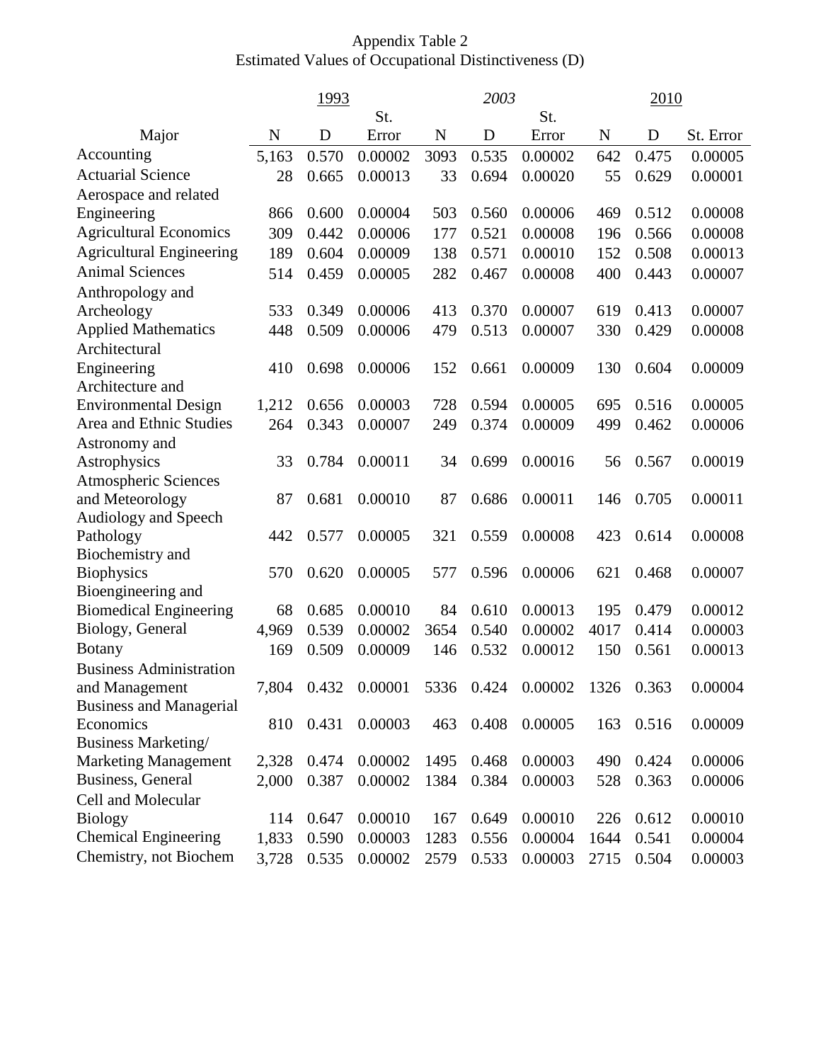Appendix Table 2
Estimated Values of Occupational Distinctiveness (D)

| Major | 1993 | | | 2003 | | | 2010 | | |
|---|---|---|---|---|---|---|---|---|---|
| | N | D | St. Error | N | D | St. Error | N | D | St. Error |
| Accounting | 5,163 | 0.570 | 0.00002 | 3093 | 0.535 | 0.00002 | 642 | 0.475 | 0.00005 |
| Actuarial Science | 28 | 0.665 | 0.00013 | 33 | 0.694 | 0.00020 | 55 | 0.629 | 0.00001 |
| Aerospace and related Engineering | 866 | 0.600 | 0.00004 | 503 | 0.560 | 0.00006 | 469 | 0.512 | 0.00008 |
| Agricultural Economics | 309 | 0.442 | 0.00006 | 177 | 0.521 | 0.00008 | 196 | 0.566 | 0.00008 |
| Agricultural Engineering | 189 | 0.604 | 0.00009 | 138 | 0.571 | 0.00010 | 152 | 0.508 | 0.00013 |
| Animal Sciences | 514 | 0.459 | 0.00005 | 282 | 0.467 | 0.00008 | 400 | 0.443 | 0.00007 |
| Anthropology and Archeology | 533 | 0.349 | 0.00006 | 413 | 0.370 | 0.00007 | 619 | 0.413 | 0.00007 |
| Applied Mathematics | 448 | 0.509 | 0.00006 | 479 | 0.513 | 0.00007 | 330 | 0.429 | 0.00008 |
| Architectural Engineering | 410 | 0.698 | 0.00006 | 152 | 0.661 | 0.00009 | 130 | 0.604 | 0.00009 |
| Architecture and Environmental Design | 1,212 | 0.656 | 0.00003 | 728 | 0.594 | 0.00005 | 695 | 0.516 | 0.00005 |
| Area and Ethnic Studies | 264 | 0.343 | 0.00007 | 249 | 0.374 | 0.00009 | 499 | 0.462 | 0.00006 |
| Astronomy and Astrophysics | 33 | 0.784 | 0.00011 | 34 | 0.699 | 0.00016 | 56 | 0.567 | 0.00019 |
| Atmospheric Sciences and Meteorology | 87 | 0.681 | 0.00010 | 87 | 0.686 | 0.00011 | 146 | 0.705 | 0.00011 |
| Audiology and Speech Pathology | 442 | 0.577 | 0.00005 | 321 | 0.559 | 0.00008 | 423 | 0.614 | 0.00008 |
| Biochemistry and Biophysics | 570 | 0.620 | 0.00005 | 577 | 0.596 | 0.00006 | 621 | 0.468 | 0.00007 |
| Bioengineering and Biomedical Engineering | 68 | 0.685 | 0.00010 | 84 | 0.610 | 0.00013 | 195 | 0.479 | 0.00012 |
| Biology, General | 4,969 | 0.539 | 0.00002 | 3654 | 0.540 | 0.00002 | 4017 | 0.414 | 0.00003 |
| Botany | 169 | 0.509 | 0.00009 | 146 | 0.532 | 0.00012 | 150 | 0.561 | 0.00013 |
| Business Administration and Management | 7,804 | 0.432 | 0.00001 | 5336 | 0.424 | 0.00002 | 1326 | 0.363 | 0.00004 |
| Business and Managerial Economics | 810 | 0.431 | 0.00003 | 463 | 0.408 | 0.00005 | 163 | 0.516 | 0.00009 |
| Business Marketing/ Marketing Management | 2,328 | 0.474 | 0.00002 | 1495 | 0.468 | 0.00003 | 490 | 0.424 | 0.00006 |
| Business, General | 2,000 | 0.387 | 0.00002 | 1384 | 0.384 | 0.00003 | 528 | 0.363 | 0.00006 |
| Cell and Molecular Biology | 114 | 0.647 | 0.00010 | 167 | 0.649 | 0.00010 | 226 | 0.612 | 0.00010 |
| Chemical Engineering | 1,833 | 0.590 | 0.00003 | 1283 | 0.556 | 0.00004 | 1644 | 0.541 | 0.00004 |
| Chemistry, not Biochem | 3,728 | 0.535 | 0.00002 | 2579 | 0.533 | 0.00003 | 2715 | 0.504 | 0.00003 |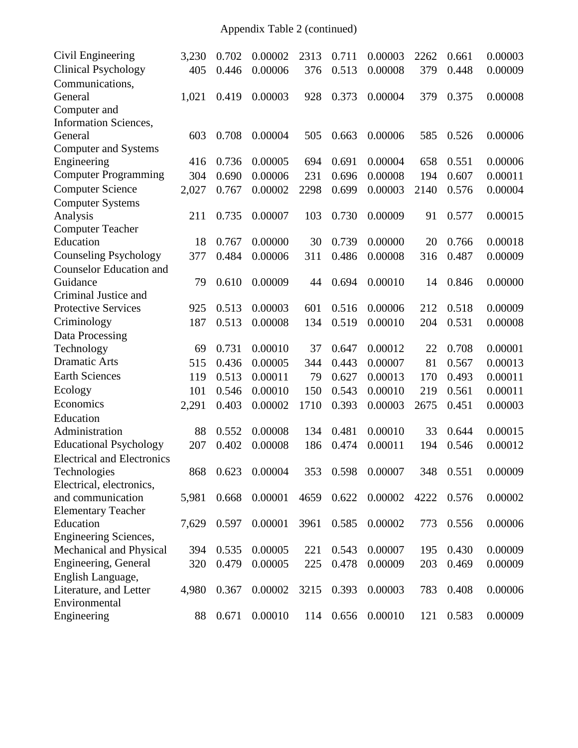Appendix Table 2 (continued)

| | | | | | | | | | |
|---|---|---|---|---|---|---|---|---|---|
| Civil Engineering | 3,230 | 0.702 | 0.00002 | 2313 | 0.711 | 0.00003 | 2262 | 0.661 | 0.00003 |
| Clinical Psychology | 405 | 0.446 | 0.00006 | 376 | 0.513 | 0.00008 | 379 | 0.448 | 0.00009 |
| Communications, General | 1,021 | 0.419 | 0.00003 | 928 | 0.373 | 0.00004 | 379 | 0.375 | 0.00008 |
| Computer and Information Sciences, General | 603 | 0.708 | 0.00004 | 505 | 0.663 | 0.00006 | 585 | 0.526 | 0.00006 |
| Computer and Systems Engineering | 416 | 0.736 | 0.00005 | 694 | 0.691 | 0.00004 | 658 | 0.551 | 0.00006 |
| Computer Programming | 304 | 0.690 | 0.00006 | 231 | 0.696 | 0.00008 | 194 | 0.607 | 0.00011 |
| Computer Science | 2,027 | 0.767 | 0.00002 | 2298 | 0.699 | 0.00003 | 2140 | 0.576 | 0.00004 |
| Computer Systems Analysis | 211 | 0.735 | 0.00007 | 103 | 0.730 | 0.00009 | 91 | 0.577 | 0.00015 |
| Computer Teacher Education | 18 | 0.767 | 0.00000 | 30 | 0.739 | 0.00000 | 20 | 0.766 | 0.00018 |
| Counseling Psychology | 377 | 0.484 | 0.00006 | 311 | 0.486 | 0.00008 | 316 | 0.487 | 0.00009 |
| Counselor Education and Guidance | 79 | 0.610 | 0.00009 | 44 | 0.694 | 0.00010 | 14 | 0.846 | 0.00000 |
| Criminal Justice and Protective Services | 925 | 0.513 | 0.00003 | 601 | 0.516 | 0.00006 | 212 | 0.518 | 0.00009 |
| Criminology | 187 | 0.513 | 0.00008 | 134 | 0.519 | 0.00010 | 204 | 0.531 | 0.00008 |
| Data Processing Technology | 69 | 0.731 | 0.00010 | 37 | 0.647 | 0.00012 | 22 | 0.708 | 0.00001 |
| Dramatic Arts | 515 | 0.436 | 0.00005 | 344 | 0.443 | 0.00007 | 81 | 0.567 | 0.00013 |
| Earth Sciences | 119 | 0.513 | 0.00011 | 79 | 0.627 | 0.00013 | 170 | 0.493 | 0.00011 |
| Ecology | 101 | 0.546 | 0.00010 | 150 | 0.543 | 0.00010 | 219 | 0.561 | 0.00011 |
| Economics | 2,291 | 0.403 | 0.00002 | 1710 | 0.393 | 0.00003 | 2675 | 0.451 | 0.00003 |
| Education Administration | 88 | 0.552 | 0.00008 | 134 | 0.481 | 0.00010 | 33 | 0.644 | 0.00015 |
| Educational Psychology | 207 | 0.402 | 0.00008 | 186 | 0.474 | 0.00011 | 194 | 0.546 | 0.00012 |
| Electrical and Electronics Technologies | 868 | 0.623 | 0.00004 | 353 | 0.598 | 0.00007 | 348 | 0.551 | 0.00009 |
| Electrical, electronics, and communication | 5,981 | 0.668 | 0.00001 | 4659 | 0.622 | 0.00002 | 4222 | 0.576 | 0.00002 |
| Elementary Teacher Education | 7,629 | 0.597 | 0.00001 | 3961 | 0.585 | 0.00002 | 773 | 0.556 | 0.00006 |
| Engineering Sciences, Mechanical and Physical | 394 | 0.535 | 0.00005 | 221 | 0.543 | 0.00007 | 195 | 0.430 | 0.00009 |
| Engineering, General | 320 | 0.479 | 0.00005 | 225 | 0.478 | 0.00009 | 203 | 0.469 | 0.00009 |
| English Language, Literature, and Letter | 4,980 | 0.367 | 0.00002 | 3215 | 0.393 | 0.00003 | 783 | 0.408 | 0.00006 |
| Environmental Engineering | 88 | 0.671 | 0.00010 | 114 | 0.656 | 0.00010 | 121 | 0.583 | 0.00009 |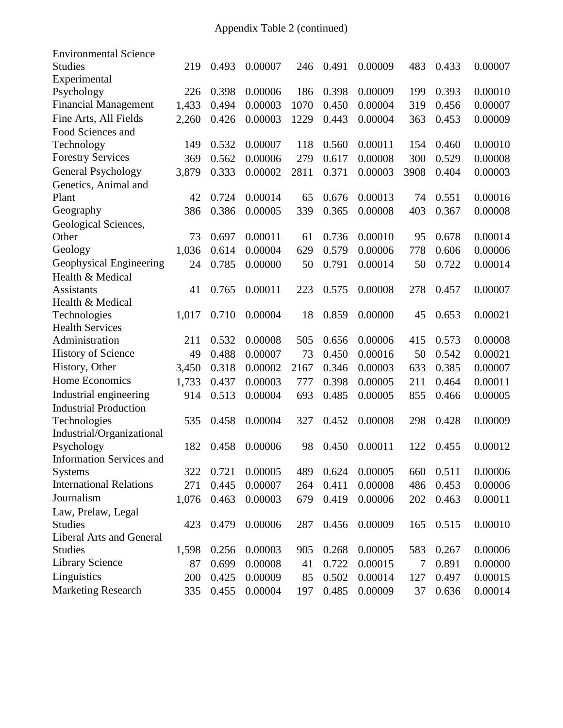Appendix Table 2 (continued)

| | | | | | | | | | |
|---|---|---|---|---|---|---|---|---|---|
| Environmental Science Studies | 219 | 0.493 | 0.00007 | 246 | 0.491 | 0.00009 | 483 | 0.433 | 0.00007 |
| Experimental Psychology | 226 | 0.398 | 0.00006 | 186 | 0.398 | 0.00009 | 199 | 0.393 | 0.00010 |
| Financial Management | 1,433 | 0.494 | 0.00003 | 1070 | 0.450 | 0.00004 | 319 | 0.456 | 0.00007 |
| Fine Arts, All Fields | 2,260 | 0.426 | 0.00003 | 1229 | 0.443 | 0.00004 | 363 | 0.453 | 0.00009 |
| Food Sciences and Technology | 149 | 0.532 | 0.00007 | 118 | 0.560 | 0.00011 | 154 | 0.460 | 0.00010 |
| Forestry Services | 369 | 0.562 | 0.00006 | 279 | 0.617 | 0.00008 | 300 | 0.529 | 0.00008 |
| General Psychology | 3,879 | 0.333 | 0.00002 | 2811 | 0.371 | 0.00003 | 3908 | 0.404 | 0.00003 |
| Genetics, Animal and Plant | 42 | 0.724 | 0.00014 | 65 | 0.676 | 0.00013 | 74 | 0.551 | 0.00016 |
| Geography | 386 | 0.386 | 0.00005 | 339 | 0.365 | 0.00008 | 403 | 0.367 | 0.00008 |
| Geological Sciences, Other | 73 | 0.697 | 0.00011 | 61 | 0.736 | 0.00010 | 95 | 0.678 | 0.00014 |
| Geology | 1,036 | 0.614 | 0.00004 | 629 | 0.579 | 0.00006 | 778 | 0.606 | 0.00006 |
| Geophysical Engineering | 24 | 0.785 | 0.00000 | 50 | 0.791 | 0.00014 | 50 | 0.722 | 0.00014 |
| Health & Medical Assistants | 41 | 0.765 | 0.00011 | 223 | 0.575 | 0.00008 | 278 | 0.457 | 0.00007 |
| Health & Medical Technologies | 1,017 | 0.710 | 0.00004 | 18 | 0.859 | 0.00000 | 45 | 0.653 | 0.00021 |
| Health Services Administration | 211 | 0.532 | 0.00008 | 505 | 0.656 | 0.00006 | 415 | 0.573 | 0.00008 |
| History of Science | 49 | 0.488 | 0.00007 | 73 | 0.450 | 0.00016 | 50 | 0.542 | 0.00021 |
| History, Other | 3,450 | 0.318 | 0.00002 | 2167 | 0.346 | 0.00003 | 633 | 0.385 | 0.00007 |
| Home Economics | 1,733 | 0.437 | 0.00003 | 777 | 0.398 | 0.00005 | 211 | 0.464 | 0.00011 |
| Industrial engineering | 914 | 0.513 | 0.00004 | 693 | 0.485 | 0.00005 | 855 | 0.466 | 0.00005 |
| Industrial Production Technologies | 535 | 0.458 | 0.00004 | 327 | 0.452 | 0.00008 | 298 | 0.428 | 0.00009 |
| Industrial/Organizational Psychology | 182 | 0.458 | 0.00006 | 98 | 0.450 | 0.00011 | 122 | 0.455 | 0.00012 |
| Information Services and Systems | 322 | 0.721 | 0.00005 | 489 | 0.624 | 0.00005 | 660 | 0.511 | 0.00006 |
| International Relations | 271 | 0.445 | 0.00007 | 264 | 0.411 | 0.00008 | 486 | 0.453 | 0.00006 |
| Journalism | 1,076 | 0.463 | 0.00003 | 679 | 0.419 | 0.00006 | 202 | 0.463 | 0.00011 |
| Law, Prelaw, Legal Studies | 423 | 0.479 | 0.00006 | 287 | 0.456 | 0.00009 | 165 | 0.515 | 0.00010 |
| Liberal Arts and General Studies | 1,598 | 0.256 | 0.00003 | 905 | 0.268 | 0.00005 | 583 | 0.267 | 0.00006 |
| Library Science | 87 | 0.699 | 0.00008 | 41 | 0.722 | 0.00015 | 7 | 0.891 | 0.00000 |
| Linguistics | 200 | 0.425 | 0.00009 | 85 | 0.502 | 0.00014 | 127 | 0.497 | 0.00015 |
| Marketing Research | 335 | 0.455 | 0.00004 | 197 | 0.485 | 0.00009 | 37 | 0.636 | 0.00014 |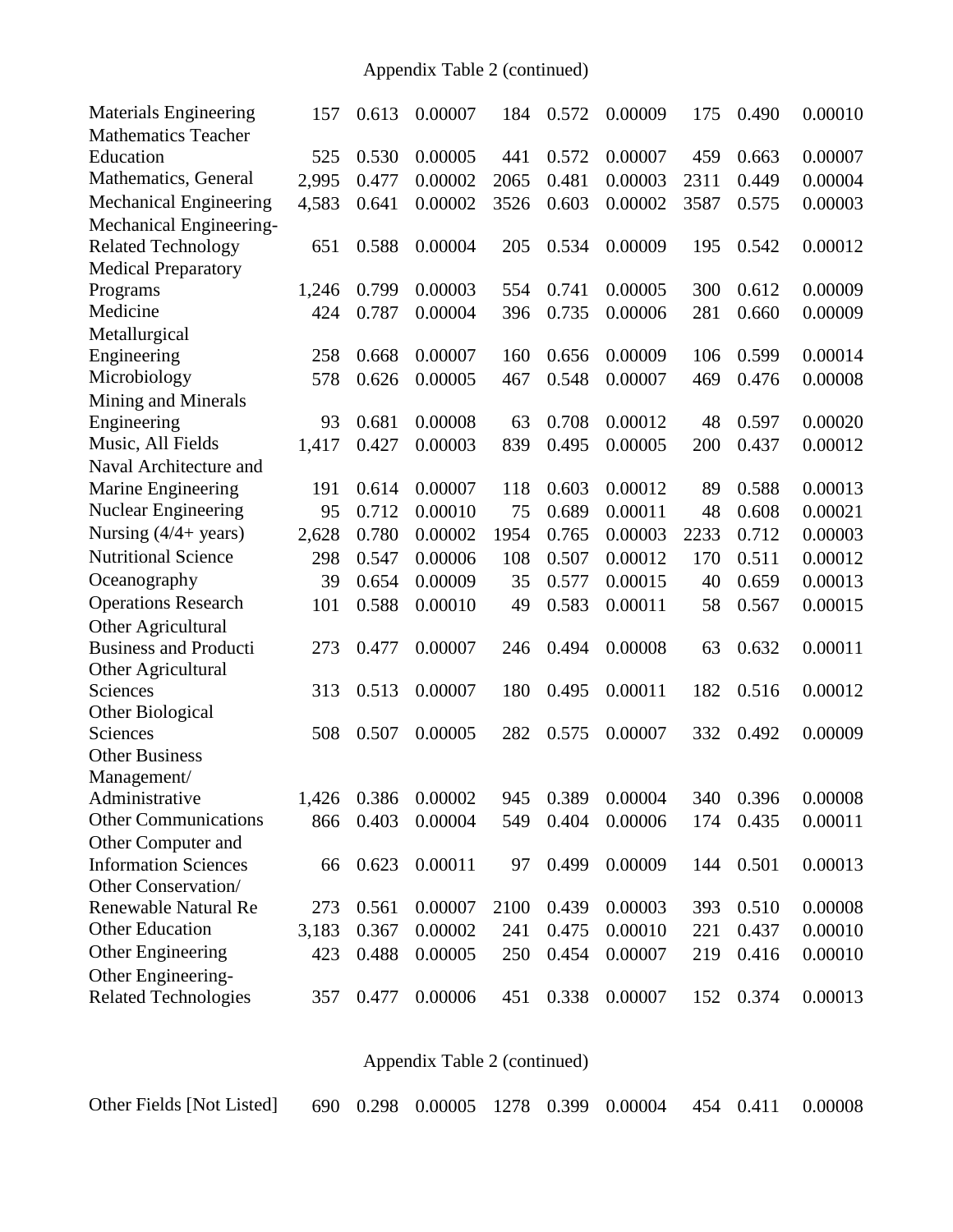Appendix Table 2 (continued)

| | | | | | | | | | |
|---|---|---|---|---|---|---|---|---|---|
| Materials Engineering | 157 | 0.613 | 0.00007 | 184 | 0.572 | 0.00009 | 175 | 0.490 | 0.00010 |
| Mathematics Teacher Education | 525 | 0.530 | 0.00005 | 441 | 0.572 | 0.00007 | 459 | 0.663 | 0.00007 |
| Mathematics, General | 2,995 | 0.477 | 0.00002 | 2065 | 0.481 | 0.00003 | 2311 | 0.449 | 0.00004 |
| Mechanical Engineering | 4,583 | 0.641 | 0.00002 | 3526 | 0.603 | 0.00002 | 3587 | 0.575 | 0.00003 |
| Mechanical Engineering-Related Technology | 651 | 0.588 | 0.00004 | 205 | 0.534 | 0.00009 | 195 | 0.542 | 0.00012 |
| Medical Preparatory Programs | 1,246 | 0.799 | 0.00003 | 554 | 0.741 | 0.00005 | 300 | 0.612 | 0.00009 |
| Medicine | 424 | 0.787 | 0.00004 | 396 | 0.735 | 0.00006 | 281 | 0.660 | 0.00009 |
| Metallurgical Engineering | 258 | 0.668 | 0.00007 | 160 | 0.656 | 0.00009 | 106 | 0.599 | 0.00014 |
| Microbiology | 578 | 0.626 | 0.00005 | 467 | 0.548 | 0.00007 | 469 | 0.476 | 0.00008 |
| Mining and Minerals Engineering | 93 | 0.681 | 0.00008 | 63 | 0.708 | 0.00012 | 48 | 0.597 | 0.00020 |
| Music, All Fields | 1,417 | 0.427 | 0.00003 | 839 | 0.495 | 0.00005 | 200 | 0.437 | 0.00012 |
| Naval Architecture and Marine Engineering | 191 | 0.614 | 0.00007 | 118 | 0.603 | 0.00012 | 89 | 0.588 | 0.00013 |
| Nuclear Engineering | 95 | 0.712 | 0.00010 | 75 | 0.689 | 0.00011 | 48 | 0.608 | 0.00021 |
| Nursing (4/4+ years) | 2,628 | 0.780 | 0.00002 | 1954 | 0.765 | 0.00003 | 2233 | 0.712 | 0.00003 |
| Nutritional Science | 298 | 0.547 | 0.00006 | 108 | 0.507 | 0.00012 | 170 | 0.511 | 0.00012 |
| Oceanography | 39 | 0.654 | 0.00009 | 35 | 0.577 | 0.00015 | 40 | 0.659 | 0.00013 |
| Operations Research | 101 | 0.588 | 0.00010 | 49 | 0.583 | 0.00011 | 58 | 0.567 | 0.00015 |
| Other Agricultural Business and Producti | 273 | 0.477 | 0.00007 | 246 | 0.494 | 0.00008 | 63 | 0.632 | 0.00011 |
| Other Agricultural Sciences | 313 | 0.513 | 0.00007 | 180 | 0.495 | 0.00011 | 182 | 0.516 | 0.00012 |
| Other Biological Sciences | 508 | 0.507 | 0.00005 | 282 | 0.575 | 0.00007 | 332 | 0.492 | 0.00009 |
| Other Business Management/ Administrative | 1,426 | 0.386 | 0.00002 | 945 | 0.389 | 0.00004 | 340 | 0.396 | 0.00008 |
| Other Communications | 866 | 0.403 | 0.00004 | 549 | 0.404 | 0.00006 | 174 | 0.435 | 0.00011 |
| Other Computer and Information Sciences | 66 | 0.623 | 0.00011 | 97 | 0.499 | 0.00009 | 144 | 0.501 | 0.00013 |
| Other Conservation/ Renewable Natural Re | 273 | 0.561 | 0.00007 | 2100 | 0.439 | 0.00003 | 393 | 0.510 | 0.00008 |
| Other Education | 3,183 | 0.367 | 0.00002 | 241 | 0.475 | 0.00010 | 221 | 0.437 | 0.00010 |
| Other Engineering | 423 | 0.488 | 0.00005 | 250 | 0.454 | 0.00007 | 219 | 0.416 | 0.00010 |
| Other Engineering-Related Technologies | 357 | 0.477 | 0.00006 | 451 | 0.338 | 0.00007 | 152 | 0.374 | 0.00013 |

Appendix Table 2 (continued)

| | | | | | | | | | |
|---|---|---|---|---|---|---|---|---|---|
| Other Fields [Not Listed] | 690 | 0.298 | 0.00005 | 1278 | 0.399 | 0.00004 | 454 | 0.411 | 0.00008 |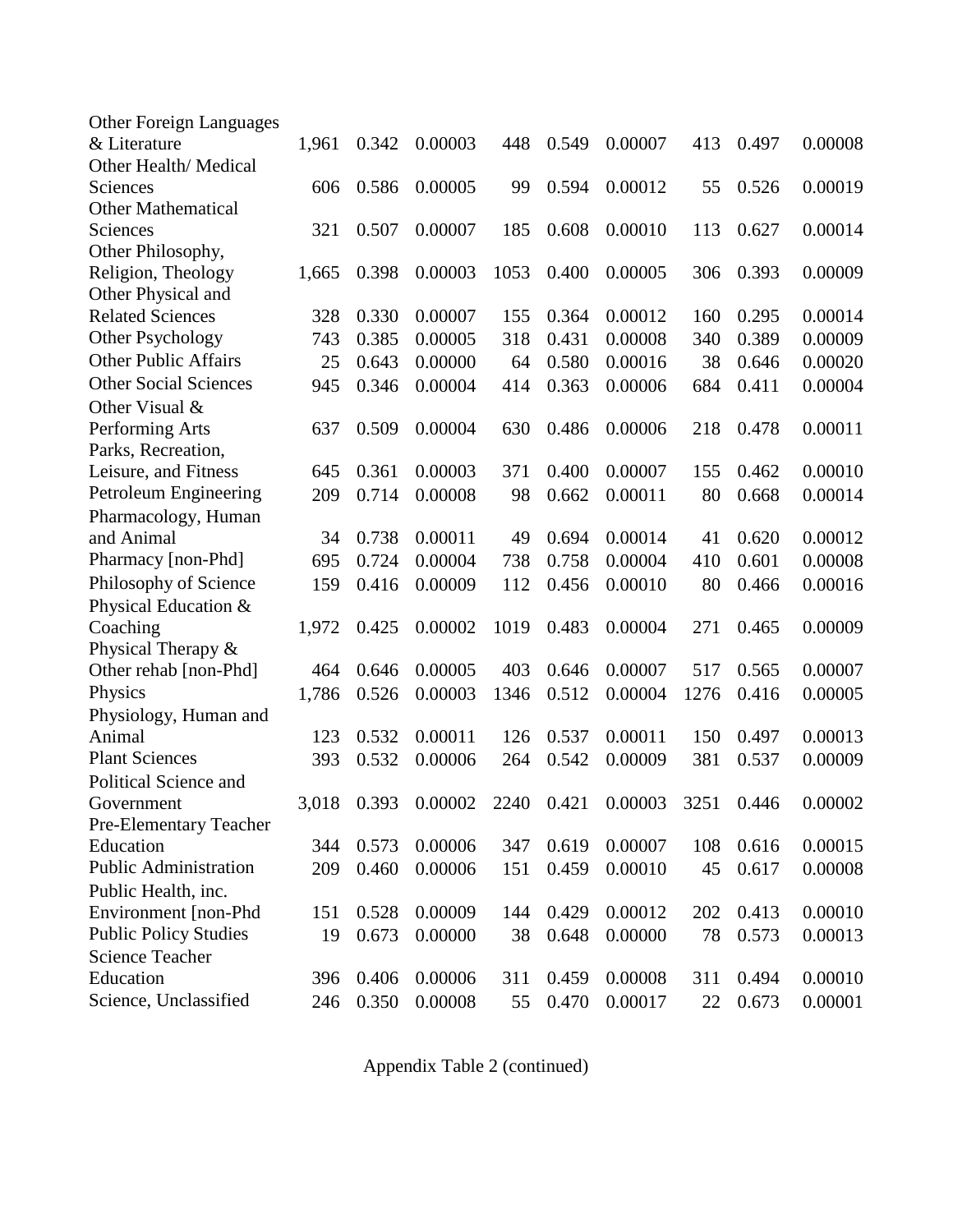| | | | | | | | | | |
|---|---|---|---|---|---|---|---|---|---|
| Other Foreign Languages & Literature | 1,961 | 0.342 | 0.00003 | 448 | 0.549 | 0.00007 | 413 | 0.497 | 0.00008 |
| Other Health/ Medical Sciences | 606 | 0.586 | 0.00005 | 99 | 0.594 | 0.00012 | 55 | 0.526 | 0.00019 |
| Other Mathematical Sciences | 321 | 0.507 | 0.00007 | 185 | 0.608 | 0.00010 | 113 | 0.627 | 0.00014 |
| Other Philosophy, Religion, Theology | 1,665 | 0.398 | 0.00003 | 1053 | 0.400 | 0.00005 | 306 | 0.393 | 0.00009 |
| Other Physical and Related Sciences | 328 | 0.330 | 0.00007 | 155 | 0.364 | 0.00012 | 160 | 0.295 | 0.00014 |
| Other Psychology | 743 | 0.385 | 0.00005 | 318 | 0.431 | 0.00008 | 340 | 0.389 | 0.00009 |
| Other Public Affairs | 25 | 0.643 | 0.00000 | 64 | 0.580 | 0.00016 | 38 | 0.646 | 0.00020 |
| Other Social Sciences | 945 | 0.346 | 0.00004 | 414 | 0.363 | 0.00006 | 684 | 0.411 | 0.00004 |
| Other Visual & Performing Arts | 637 | 0.509 | 0.00004 | 630 | 0.486 | 0.00006 | 218 | 0.478 | 0.00011 |
| Parks, Recreation, Leisure, and Fitness | 645 | 0.361 | 0.00003 | 371 | 0.400 | 0.00007 | 155 | 0.462 | 0.00010 |
| Petroleum Engineering | 209 | 0.714 | 0.00008 | 98 | 0.662 | 0.00011 | 80 | 0.668 | 0.00014 |
| Pharmacology, Human and Animal | 34 | 0.738 | 0.00011 | 49 | 0.694 | 0.00014 | 41 | 0.620 | 0.00012 |
| Pharmacy [non-Phd] | 695 | 0.724 | 0.00004 | 738 | 0.758 | 0.00004 | 410 | 0.601 | 0.00008 |
| Philosophy of Science | 159 | 0.416 | 0.00009 | 112 | 0.456 | 0.00010 | 80 | 0.466 | 0.00016 |
| Physical Education & Coaching | 1,972 | 0.425 | 0.00002 | 1019 | 0.483 | 0.00004 | 271 | 0.465 | 0.00009 |
| Physical Therapy & Other rehab [non-Phd] | 464 | 0.646 | 0.00005 | 403 | 0.646 | 0.00007 | 517 | 0.565 | 0.00007 |
| Physics | 1,786 | 0.526 | 0.00003 | 1346 | 0.512 | 0.00004 | 1276 | 0.416 | 0.00005 |
| Physiology, Human and Animal | 123 | 0.532 | 0.00011 | 126 | 0.537 | 0.00011 | 150 | 0.497 | 0.00013 |
| Plant Sciences | 393 | 0.532 | 0.00006 | 264 | 0.542 | 0.00009 | 381 | 0.537 | 0.00009 |
| Political Science and Government | 3,018 | 0.393 | 0.00002 | 2240 | 0.421 | 0.00003 | 3251 | 0.446 | 0.00002 |
| Pre-Elementary Teacher Education | 344 | 0.573 | 0.00006 | 347 | 0.619 | 0.00007 | 108 | 0.616 | 0.00015 |
| Public Administration | 209 | 0.460 | 0.00006 | 151 | 0.459 | 0.00010 | 45 | 0.617 | 0.00008 |
| Public Health, inc. Environment [non-Phd | 151 | 0.528 | 0.00009 | 144 | 0.429 | 0.00012 | 202 | 0.413 | 0.00010 |
| Public Policy Studies | 19 | 0.673 | 0.00000 | 38 | 0.648 | 0.00000 | 78 | 0.573 | 0.00013 |
| Science Teacher Education | 396 | 0.406 | 0.00006 | 311 | 0.459 | 0.00008 | 311 | 0.494 | 0.00010 |
| Science, Unclassified | 246 | 0.350 | 0.00008 | 55 | 0.470 | 0.00017 | 22 | 0.673 | 0.00001 |

Appendix Table 2 (continued)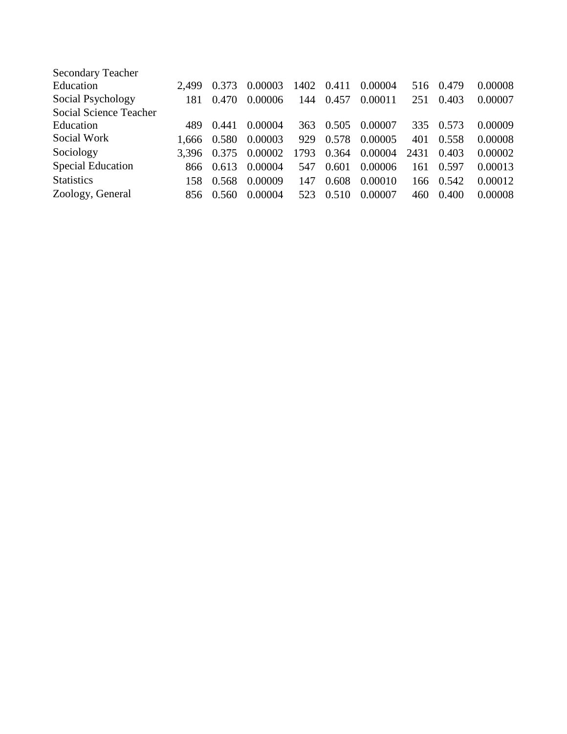| | | | | | | | | | |
|---|---|---|---|---|---|---|---|---|---|
| Secondary Teacher Education | 2,499 | 0.373 | 0.00003 | 1402 | 0.411 | 0.00004 | 516 | 0.479 | 0.00008 |
| Social Psychology | 181 | 0.470 | 0.00006 | 144 | 0.457 | 0.00011 | 251 | 0.403 | 0.00007 |
| Social Science Teacher Education | 489 | 0.441 | 0.00004 | 363 | 0.505 | 0.00007 | 335 | 0.573 | 0.00009 |
| Social Work | 1,666 | 0.580 | 0.00003 | 929 | 0.578 | 0.00005 | 401 | 0.558 | 0.00008 |
| Sociology | 3,396 | 0.375 | 0.00002 | 1793 | 0.364 | 0.00004 | 2431 | 0.403 | 0.00002 |
| Special Education | 866 | 0.613 | 0.00004 | 547 | 0.601 | 0.00006 | 161 | 0.597 | 0.00013 |
| Statistics | 158 | 0.568 | 0.00009 | 147 | 0.608 | 0.00010 | 166 | 0.542 | 0.00012 |
| Zoology, General | 856 | 0.560 | 0.00004 | 523 | 0.510 | 0.00007 | 460 | 0.400 | 0.00008 |